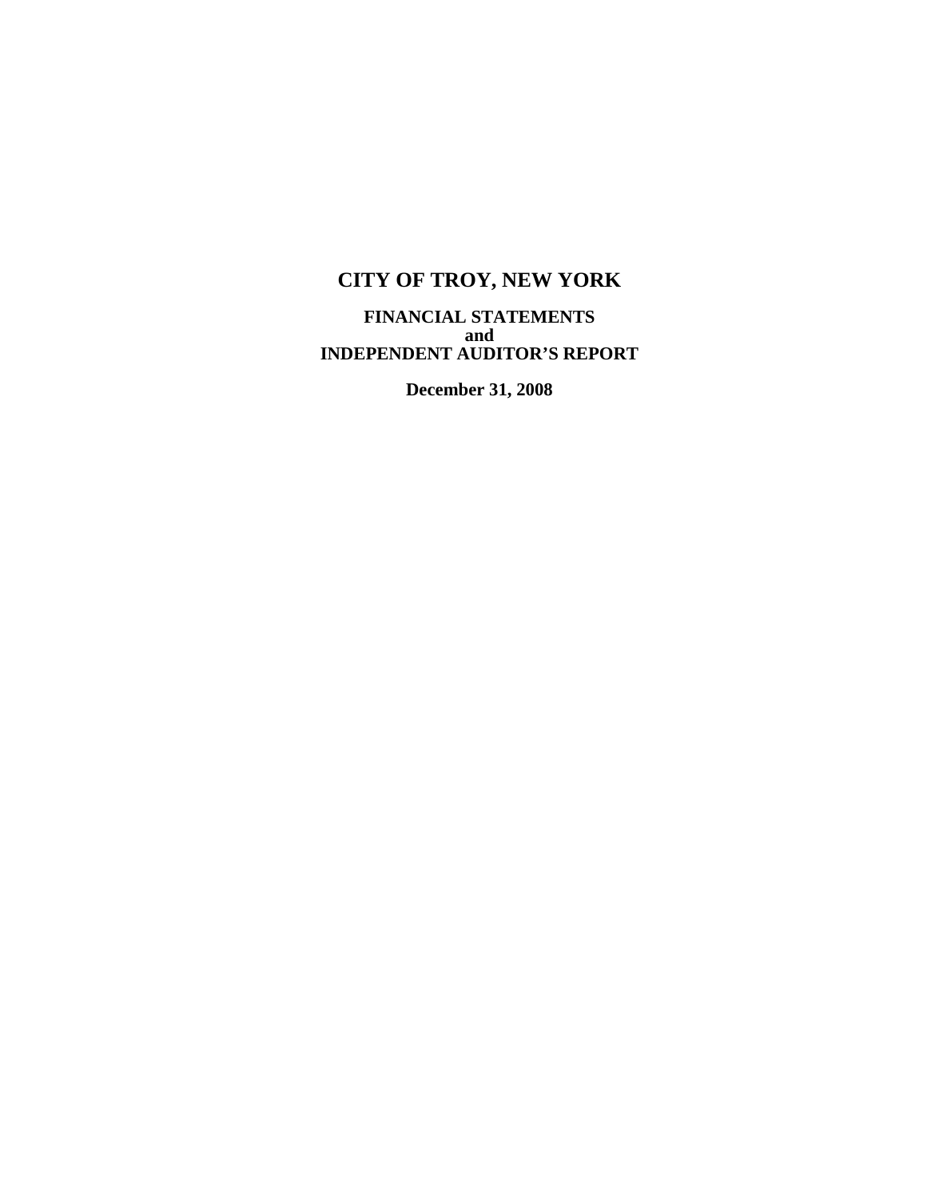# CITY OF TROY, NEW YORK

**FINANCIAL STATEMENTS**
**and**
**INDEPENDENT AUDITOR'S REPORT**

**December 31, 2008**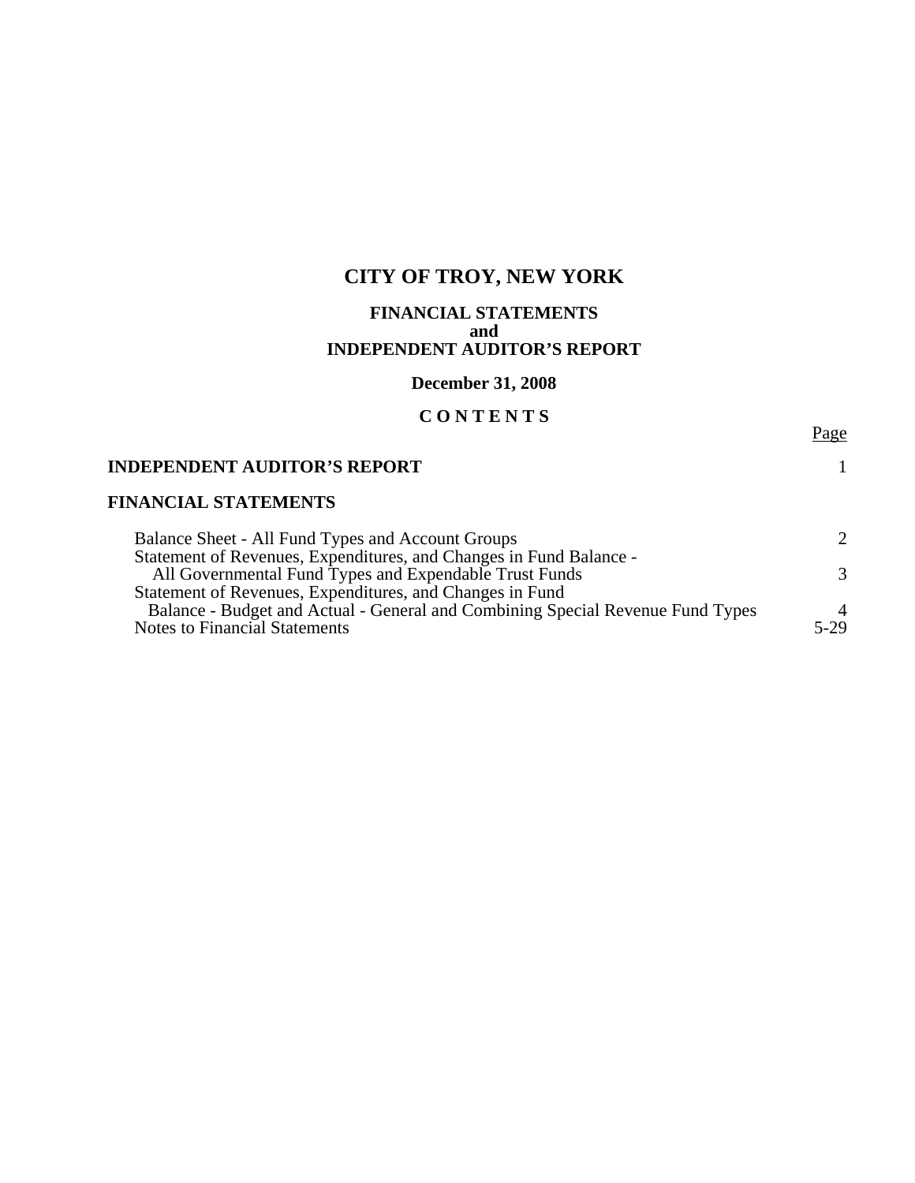# CITY OF TROY, NEW YORK

## FINANCIAL STATEMENTS
## and
## INDEPENDENT AUDITOR'S REPORT

### December 31, 2008

### C O N T E N T S

| | Page |
|---|---|
| **INDEPENDENT AUDITOR'S REPORT** | 1 |
| **FINANCIAL STATEMENTS** | |
| Balance Sheet - All Fund Types and Account Groups | 2 |
| Statement of Revenues, Expenditures, and Changes in Fund Balance - All Governmental Fund Types and Expendable Trust Funds | 3 |
| Statement of Revenues, Expenditures, and Changes in Fund Balance - Budget and Actual - General and Combining Special Revenue Fund Types | 4 |
| Notes to Financial Statements | 5-29 |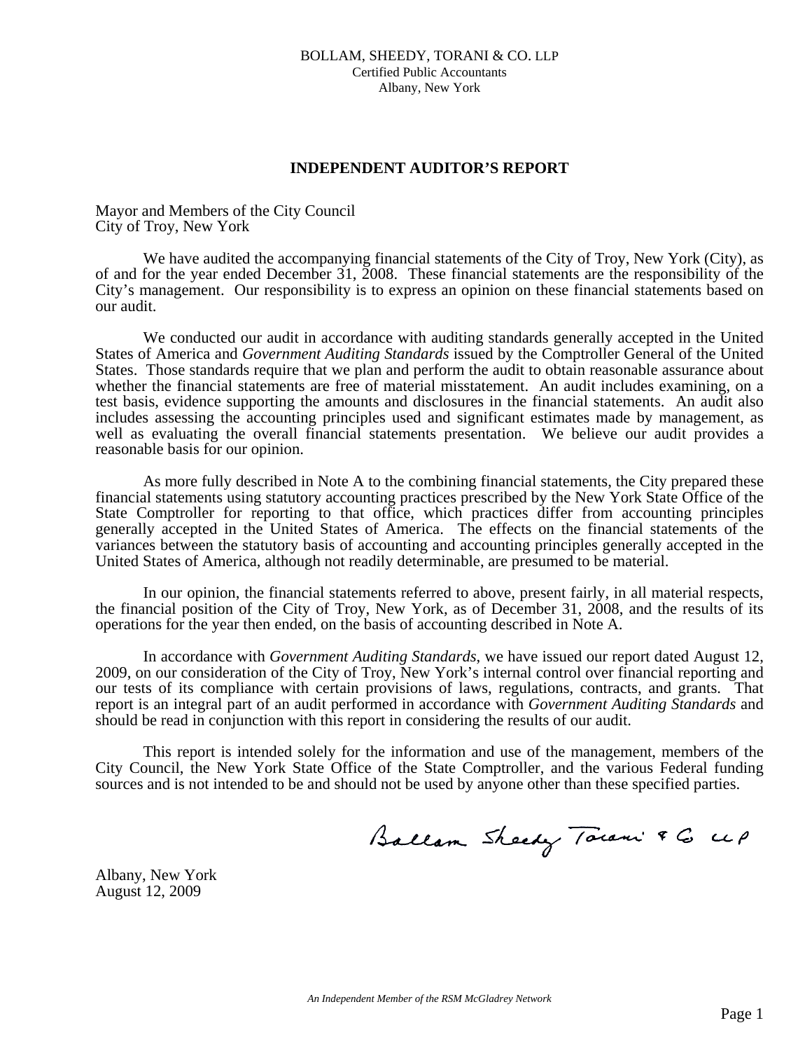BOLLAM, SHEEDY, TORANI & CO. LLP
Certified Public Accountants
Albany, New York

## INDEPENDENT AUDITOR'S REPORT

Mayor and Members of the City Council
City of Troy, New York

We have audited the accompanying financial statements of the City of Troy, New York (City), as of and for the year ended December 31, 2008. These financial statements are the responsibility of the City's management. Our responsibility is to express an opinion on these financial statements based on our audit.

We conducted our audit in accordance with auditing standards generally accepted in the United States of America and *Government Auditing Standards* issued by the Comptroller General of the United States. Those standards require that we plan and perform the audit to obtain reasonable assurance about whether the financial statements are free of material misstatement. An audit includes examining, on a test basis, evidence supporting the amounts and disclosures in the financial statements. An audit also includes assessing the accounting principles used and significant estimates made by management, as well as evaluating the overall financial statements presentation. We believe our audit provides a reasonable basis for our opinion.

As more fully described in Note A to the combining financial statements, the City prepared these financial statements using statutory accounting practices prescribed by the New York State Office of the State Comptroller for reporting to that office, which practices differ from accounting principles generally accepted in the United States of America. The effects on the financial statements of the variances between the statutory basis of accounting and accounting principles generally accepted in the United States of America, although not readily determinable, are presumed to be material.

In our opinion, the financial statements referred to above, present fairly, in all material respects, the financial position of the City of Troy, New York, as of December 31, 2008, and the results of its operations for the year then ended, on the basis of accounting described in Note A.

In accordance with *Government Auditing Standards*, we have issued our report dated August 12, 2009, on our consideration of the City of Troy, New York's internal control over financial reporting and our tests of its compliance with certain provisions of laws, regulations, contracts, and grants. That report is an integral part of an audit performed in accordance with *Government Auditing Standards* and should be read in conjunction with this report in considering the results of our audit.

This report is intended solely for the information and use of the management, members of the City Council, the New York State Office of the State Comptroller, and the various Federal funding sources and is not intended to be and should not be used by anyone other than these specified parties.

Bollam Sheedy Torani & Co LLP

Albany, New York
August 12, 2009

*An Independent Member of the RSM McGladrey Network*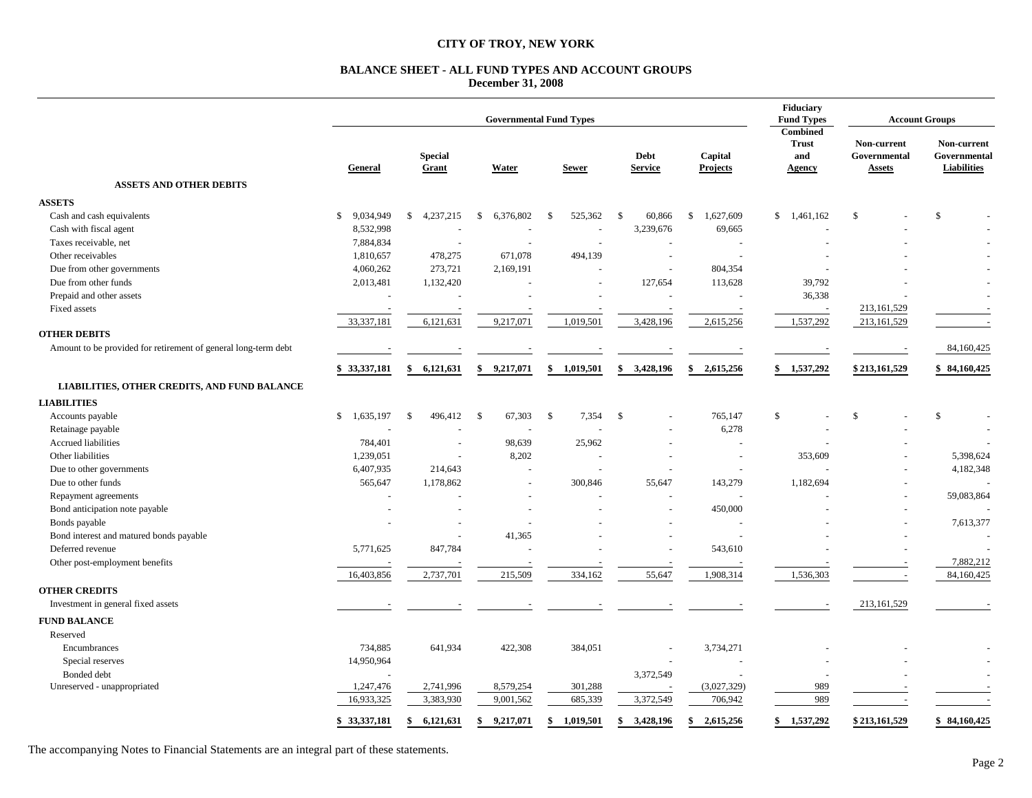# CITY OF TROY, NEW YORK

## BALANCE SHEET - ALL FUND TYPES AND ACCOUNT GROUPS
### December 31, 2008

| | Governmental Fund Types | | | | | | Fiduciary Fund Types | Account Groups | |
|---|---|---|---|---|---|---|---|---|---|
| | General | Special Grant | Water | Sewer | Debt Service | Capital Projects | Combined Trust and Agency | Non-current Governmental Assets | Non-current Governmental Liabilities |
| **ASSETS AND OTHER DEBITS** | | | | | | | | | |
| **ASSETS** | | | | | | | | | |
| Cash and cash equivalents | $ 9,034,949 | $ 4,237,215 | $ 6,376,802 | $ 525,362 | $ 60,866 | $ 1,627,609 | $ 1,461,162 | $ - | $ - |
| Cash with fiscal agent | 8,532,998 | - | - | - | 3,239,676 | 69,665 | - | - | - |
| Taxes receivable, net | 7,884,834 | - | - | - | - | - | - | - | - |
| Other receivables | 1,810,657 | 478,275 | 671,078 | 494,139 | - | - | - | - | - |
| Due from other governments | 4,060,262 | 273,721 | 2,169,191 | - | - | 804,354 | - | - | - |
| Due from other funds | 2,013,481 | 1,132,420 | - | - | 127,654 | 113,628 | 39,792 | - | - |
| Prepaid and other assets | - | - | - | - | - | - | 36,338 | - | - |
| Fixed assets | - | - | - | - | - | - | - | 213,161,529 | - |
| | 33,337,181 | 6,121,631 | 9,217,071 | 1,019,501 | 3,428,196 | 2,615,256 | 1,537,292 | 213,161,529 | - |
| **OTHER DEBITS** | | | | | | | | | |
| Amount to be provided for retirement of general long-term debt | - | - | - | - | - | - | - | - | 84,160,425 |
| | $ 33,337,181 | $ 6,121,631 | $ 9,217,071 | $ 1,019,501 | $ 3,428,196 | $ 2,615,256 | $ 1,537,292 | $ 213,161,529 | $ 84,160,425 |
| **LIABILITIES, OTHER CREDITS, AND FUND BALANCE** | | | | | | | | | |
| **LIABILITIES** | | | | | | | | | |
| Accounts payable | $ 1,635,197 | $ 496,412 | $ 67,303 | $ 7,354 | $ - | 765,147 | $ - | $ - | $ - |
| Retainage payable | - | - | - | - | - | 6,278 | - | - | - |
| Accrued liabilities | 784,401 | - | 98,639 | 25,962 | - | - | - | - | - |
| Other liabilities | 1,239,051 | - | 8,202 | - | - | - | 353,609 | - | 5,398,624 |
| Due to other governments | 6,407,935 | 214,643 | - | - | - | - | - | - | 4,182,348 |
| Due to other funds | 565,647 | 1,178,862 | - | 300,846 | 55,647 | 143,279 | 1,182,694 | - | - |
| Repayment agreements | - | - | - | - | - | - | - | - | 59,083,864 |
| Bond anticipation note payable | - | - | - | - | - | 450,000 | - | - | - |
| Bonds payable | - | - | - | - | - | - | - | - | 7,613,377 |
| Bond interest and matured bonds payable | | - | 41,365 | - | - | - | - | - | - |
| Deferred revenue | 5,771,625 | 847,784 | - | - | - | 543,610 | - | - | - |
| Other post-employment benefits | - | - | - | - | - | - | - | - | 7,882,212 |
| | 16,403,856 | 2,737,701 | 215,509 | 334,162 | 55,647 | 1,908,314 | 1,536,303 | - | 84,160,425 |
| **OTHER CREDITS** | | | | | | | | | |
| Investment in general fixed assets | - | - | - | - | - | - | - | 213,161,529 | - |
| **FUND BALANCE** | | | | | | | | | |
| Reserved | | | | | | | | | |
| Encumbrances | 734,885 | 641,934 | 422,308 | 384,051 | - | 3,734,271 | - | - | - |
| Special reserves | 14,950,964 | | | | - | - | - | - | - |
| Bonded debt | - | | | | 3,372,549 | - | - | - | - |
| Unreserved - unappropriated | 1,247,476 | 2,741,996 | 8,579,254 | 301,288 | - | (3,027,329) | 989 | - | - |
| | 16,933,325 | 3,383,930 | 9,001,562 | 685,339 | 3,372,549 | 706,942 | 989 | - | - |
| | $ 33,337,181 | $ 6,121,631 | $ 9,217,071 | $ 1,019,501 | $ 3,428,196 | $ 2,615,256 | $ 1,537,292 | $ 213,161,529 | $ 84,160,425 |

The accompanying Notes to Financial Statements are an integral part of these statements.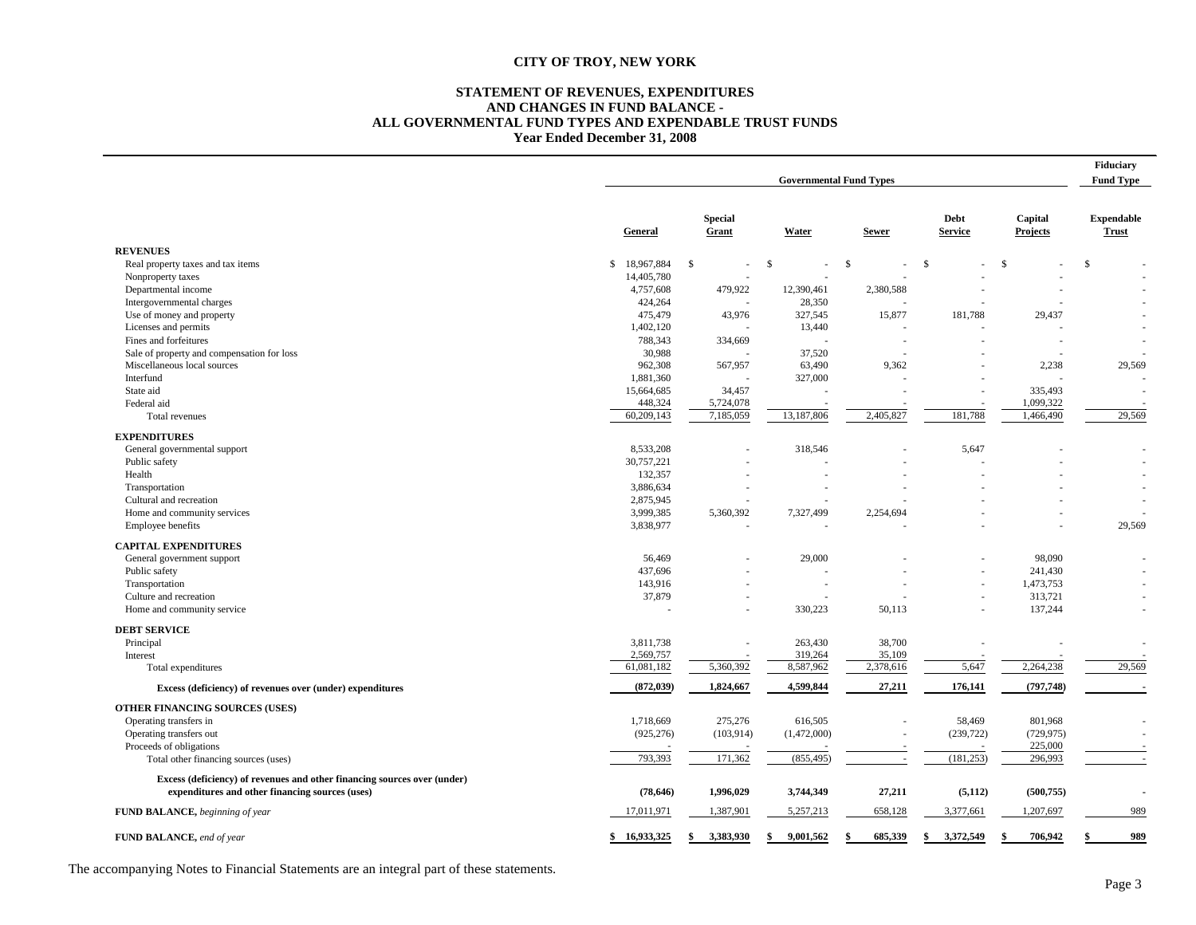# CITY OF TROY, NEW YORK

## STATEMENT OF REVENUES, EXPENDITURES AND CHANGES IN FUND BALANCE - ALL GOVERNMENTAL FUND TYPES AND EXPENDABLE TRUST FUNDS

### Year Ended December 31, 2008

| | Governmental Fund Types | | | | | | Fiduciary Fund Type |
|---|---|---|---|---|---|---|---|
| | General | Special Grant | Water | Sewer | Debt Service | Capital Projects | Expendable Trust |
| **REVENUES** | | | | | | | |
| Real property taxes and tax items | $ 18,967,884 | $ - | $ - | $ - | $ - | $ - | $ - |
| Nonproperty taxes | 14,405,780 | - | - | - | - | - | - |
| Departmental income | 4,757,608 | 479,922 | 12,390,461 | 2,380,588 | - | - | - |
| Intergovernmental charges | 424,264 | - | 28,350 | - | - | - | - |
| Use of money and property | 475,479 | 43,976 | 327,545 | 15,877 | 181,788 | 29,437 | - |
| Licenses and permits | 1,402,120 | - | 13,440 | - | - | - | - |
| Fines and forfeitures | 788,343 | 334,669 | - | - | - | - | - |
| Sale of property and compensation for loss | 30,988 | - | 37,520 | - | - | - | - |
| Miscellaneous local sources | 962,308 | 567,957 | 63,490 | 9,362 | - | 2,238 | 29,569 |
| Interfund | 1,881,360 | - | 327,000 | - | - | - | - |
| State aid | 15,664,685 | 34,457 | - | - | - | 335,493 | - |
| Federal aid | 448,324 | 5,724,078 | - | - | - | 1,099,322 | - |
| Total revenues | 60,209,143 | 7,185,059 | 13,187,806 | 2,405,827 | 181,788 | 1,466,490 | 29,569 |
| **EXPENDITURES** | | | | | | | |
| General governmental support | 8,533,208 | - | 318,546 | - | 5,647 | - | - |
| Public safety | 30,757,221 | - | - | - | - | - | - |
| Health | 132,357 | - | - | - | - | - | - |
| Transportation | 3,886,634 | - | - | - | - | - | - |
| Cultural and recreation | 2,875,945 | - | - | - | - | - | - |
| Home and community services | 3,999,385 | 5,360,392 | 7,327,499 | 2,254,694 | - | - | - |
| Employee benefits | 3,838,977 | - | - | - | - | - | 29,569 |
| **CAPITAL EXPENDITURES** | | | | | | | |
| General government support | 56,469 | - | 29,000 | - | - | 98,090 | - |
| Public safety | 437,696 | - | - | - | - | 241,430 | - |
| Transportation | 143,916 | - | - | - | - | 1,473,753 | - |
| Culture and recreation | 37,879 | - | - | - | - | 313,721 | - |
| Home and community service | - | - | 330,223 | 50,113 | - | 137,244 | - |
| **DEBT SERVICE** | | | | | | | |
| Principal | 3,811,738 | - | 263,430 | 38,700 | - | - | - |
| Interest | 2,569,757 | - | 319,264 | 35,109 | - | - | - |
| Total expenditures | 61,081,182 | 5,360,392 | 8,587,962 | 2,378,616 | 5,647 | 2,264,238 | 29,569 |
| **Excess (deficiency) of revenues over (under) expenditures** | **(872,039)** | **1,824,667** | **4,599,844** | **27,211** | **176,141** | **(797,748)** | **-** |
| **OTHER FINANCING SOURCES (USES)** | | | | | | | |
| Operating transfers in | 1,718,669 | 275,276 | 616,505 | - | 58,469 | 801,968 | - |
| Operating transfers out | (925,276) | (103,914) | (1,472,000) | - | (239,722) | (729,975) | - |
| Proceeds of obligations | - | - | - | - | - | 225,000 | - |
| Total other financing sources (uses) | 793,393 | 171,362 | (855,495) | - | (181,253) | 296,993 | - |
| **Excess (deficiency) of revenues and other financing sources over (under) expenditures and other financing sources (uses)** | **(78,646)** | **1,996,029** | **3,744,349** | **27,211** | **(5,112)** | **(500,755)** | **-** |
| **FUND BALANCE,** *beginning of year* | 17,011,971 | 1,387,901 | 5,257,213 | 658,128 | 3,377,661 | 1,207,697 | 989 |
| **FUND BALANCE,** *end of year* | **$ 16,933,325** | **$ 3,383,930** | **$ 9,001,562** | **$ 685,339** | **$ 3,372,549** | **$ 706,942** | **$ 989** |

The accompanying Notes to Financial Statements are an integral part of these statements.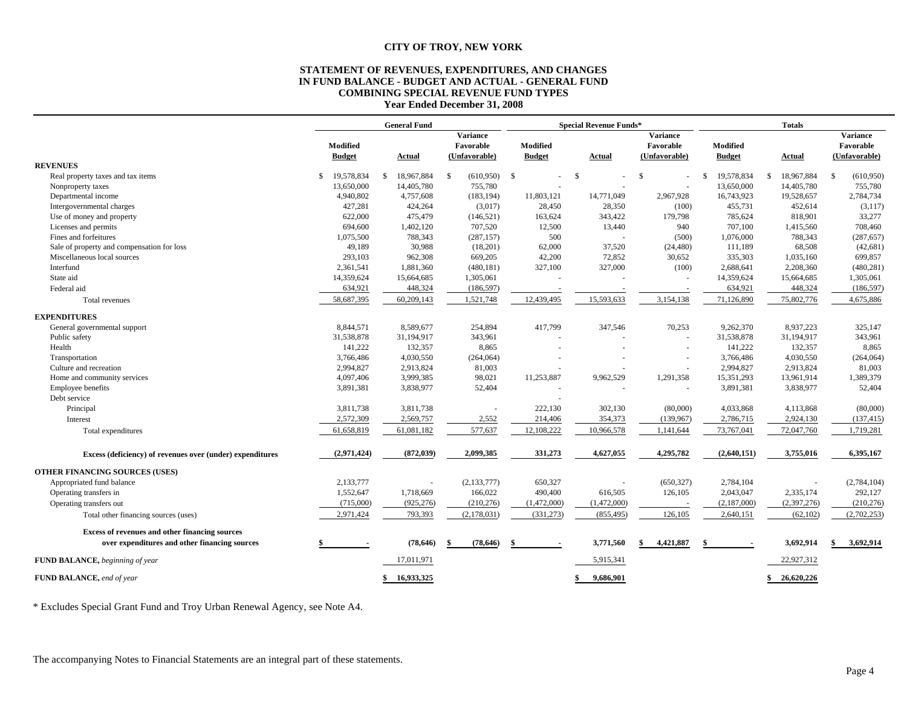# CITY OF TROY, NEW YORK

## STATEMENT OF REVENUES, EXPENDITURES, AND CHANGES IN FUND BALANCE - BUDGET AND ACTUAL - GENERAL FUND COMBINING SPECIAL REVENUE FUND TYPES

### Year Ended December 31, 2008

| | General Fund | | | Special Revenue Funds* | | | Totals | | |
|---|---|---|---|---|---|---|---|---|---|
| | Modified Budget | Actual | Variance Favorable (Unfavorable) | Modified Budget | Actual | Variance Favorable (Unfavorable) | Modified Budget | Actual | Variance Favorable (Unfavorable) |
| **REVENUES** | | | | | | | | | |
| Real property taxes and tax items | $ 19,578,834 | $ 18,967,884 | $ (610,950) | $ - | $ - | $ - | $ 19,578,834 | $ 18,967,884 | $ (610,950) |
| Nonproperty taxes | 13,650,000 | 14,405,780 | 755,780 | - | - | - | 13,650,000 | 14,405,780 | 755,780 |
| Departmental income | 4,940,802 | 4,757,608 | (183,194) | 11,803,121 | 14,771,049 | 2,967,928 | 16,743,923 | 19,528,657 | 2,784,734 |
| Intergovernmental charges | 427,281 | 424,264 | (3,017) | 28,450 | 28,350 | (100) | 455,731 | 452,614 | (3,117) |
| Use of money and property | 622,000 | 475,479 | (146,521) | 163,624 | 343,422 | 179,798 | 785,624 | 818,901 | 33,277 |
| Licenses and permits | 694,600 | 1,402,120 | 707,520 | 12,500 | 13,440 | 940 | 707,100 | 1,415,560 | 708,460 |
| Fines and forfeitures | 1,075,500 | 788,343 | (287,157) | 500 | - | (500) | 1,076,000 | 788,343 | (287,657) |
| Sale of property and compensation for loss | 49,189 | 30,988 | (18,201) | 62,000 | 37,520 | (24,480) | 111,189 | 68,508 | (42,681) |
| Miscellaneous local sources | 293,103 | 962,308 | 669,205 | 42,200 | 72,852 | 30,652 | 335,303 | 1,035,160 | 699,857 |
| Interfund | 2,361,541 | 1,881,360 | (480,181) | 327,100 | 327,000 | (100) | 2,688,641 | 2,208,360 | (480,281) |
| State aid | 14,359,624 | 15,664,685 | 1,305,061 | - | - | - | 14,359,624 | 15,664,685 | 1,305,061 |
| Federal aid | 634,921 | 448,324 | (186,597) | - | - | - | 634,921 | 448,324 | (186,597) |
| Total revenues | 58,687,395 | 60,209,143 | 1,521,748 | 12,439,495 | 15,593,633 | 3,154,138 | 71,126,890 | 75,802,776 | 4,675,886 |
| **EXPENDITURES** | | | | | | | | | |
| General governmental support | 8,844,571 | 8,589,677 | 254,894 | 417,799 | 347,546 | 70,253 | 9,262,370 | 8,937,223 | 325,147 |
| Public safety | 31,538,878 | 31,194,917 | 343,961 | - | - | - | 31,538,878 | 31,194,917 | 343,961 |
| Health | 141,222 | 132,357 | 8,865 | - | - | - | 141,222 | 132,357 | 8,865 |
| Transportation | 3,766,486 | 4,030,550 | (264,064) | - | - | - | 3,766,486 | 4,030,550 | (264,064) |
| Culture and recreation | 2,994,827 | 2,913,824 | 81,003 | - | - | - | 2,994,827 | 2,913,824 | 81,003 |
| Home and community services | 4,097,406 | 3,999,385 | 98,021 | 11,253,887 | 9,962,529 | 1,291,358 | 15,351,293 | 13,961,914 | 1,389,379 |
| Employee benefits | 3,891,381 | 3,838,977 | 52,404 | - | - | - | 3,891,381 | 3,838,977 | 52,404 |
| Debt service | | | | - | | | | | |
| Principal | 3,811,738 | 3,811,738 | - | 222,130 | 302,130 | (80,000) | 4,033,868 | 4,113,868 | (80,000) |
| Interest | 2,572,309 | 2,569,757 | 2,552 | 214,406 | 354,373 | (139,967) | 2,786,715 | 2,924,130 | (137,415) |
| Total expenditures | 61,658,819 | 61,081,182 | 577,637 | 12,108,222 | 10,966,578 | 1,141,644 | 73,767,041 | 72,047,760 | 1,719,281 |
| **Excess (deficiency) of revenues over (under) expenditures** | **(2,971,424)** | **(872,039)** | **2,099,385** | **331,273** | **4,627,055** | **4,295,782** | **(2,640,151)** | **3,755,016** | **6,395,167** |
| **OTHER FINANCING SOURCES (USES)** | | | | | | | | | |
| Appropriated fund balance | 2,133,777 | - | (2,133,777) | 650,327 | - | (650,327) | 2,784,104 | - | (2,784,104) |
| Operating transfers in | 1,552,647 | 1,718,669 | 166,022 | 490,400 | 616,505 | 126,105 | 2,043,047 | 2,335,174 | 292,127 |
| Operating transfers out | (715,000) | (925,276) | (210,276) | (1,472,000) | (1,472,000) | - | (2,187,000) | (2,397,276) | (210,276) |
| Total other financing sources (uses) | 2,971,424 | 793,393 | (2,178,031) | (331,273) | (855,495) | 126,105 | 2,640,151 | (62,102) | (2,702,253) |
| **Excess of revenues and other financing sources over expenditures and other financing sources** | **$ -** | **(78,646)** | **$ (78,646)** | **$ -** | **3,771,560** | **$ 4,421,887** | **$ -** | **3,692,914** | **$ 3,692,914** |
| **FUND BALANCE,** *beginning of year* | | 17,011,971 | | | 5,915,341 | | | 22,927,312 | |
| **FUND BALANCE,** *end of year* | | **$ 16,933,325** | | | **$ 9,686,901** | | | **$ 26,620,226** | |

\* Excludes Special Grant Fund and Troy Urban Renewal Agency, see Note A4.

The accompanying Notes to Financial Statements are an integral part of these statements.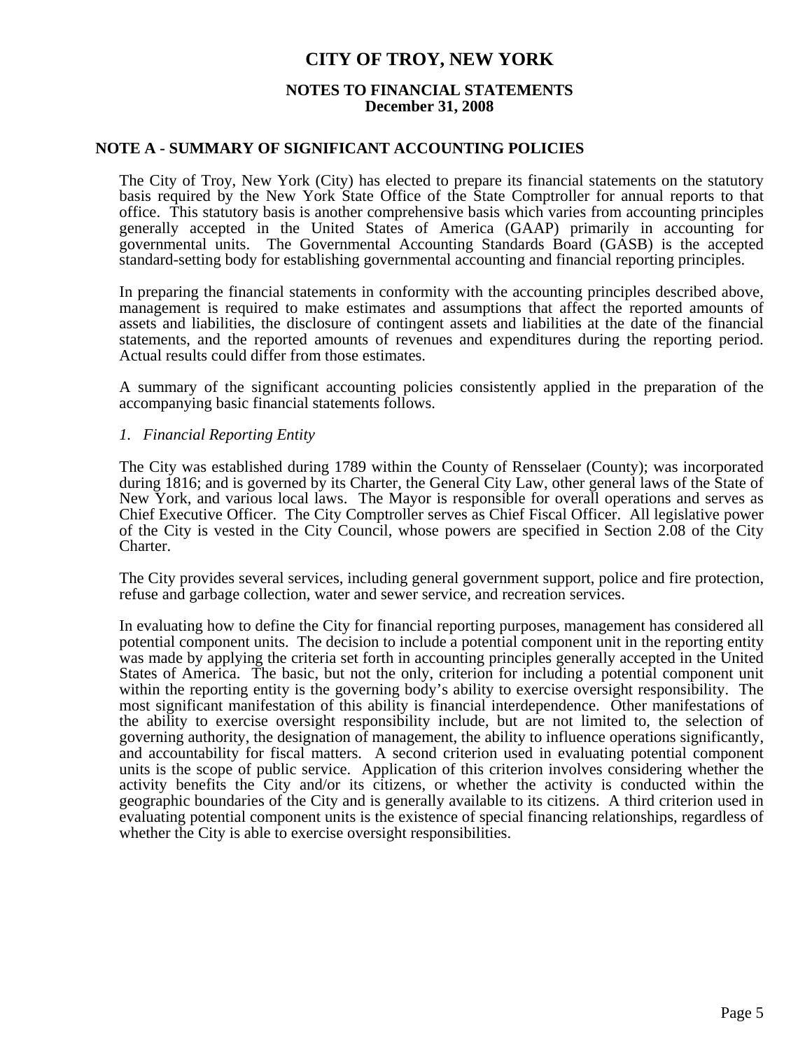# CITY OF TROY, NEW YORK

## NOTES TO FINANCIAL STATEMENTS
**December 31, 2008**

## NOTE A - SUMMARY OF SIGNIFICANT ACCOUNTING POLICIES

The City of Troy, New York (City) has elected to prepare its financial statements on the statutory basis required by the New York State Office of the State Comptroller for annual reports to that office. This statutory basis is another comprehensive basis which varies from accounting principles generally accepted in the United States of America (GAAP) primarily in accounting for governmental units. The Governmental Accounting Standards Board (GASB) is the accepted standard-setting body for establishing governmental accounting and financial reporting principles.

In preparing the financial statements in conformity with the accounting principles described above, management is required to make estimates and assumptions that affect the reported amounts of assets and liabilities, the disclosure of contingent assets and liabilities at the date of the financial statements, and the reported amounts of revenues and expenditures during the reporting period. Actual results could differ from those estimates.

A summary of the significant accounting policies consistently applied in the preparation of the accompanying basic financial statements follows.

*1. Financial Reporting Entity*

The City was established during 1789 within the County of Rensselaer (County); was incorporated during 1816; and is governed by its Charter, the General City Law, other general laws of the State of New York, and various local laws. The Mayor is responsible for overall operations and serves as Chief Executive Officer. The City Comptroller serves as Chief Fiscal Officer. All legislative power of the City is vested in the City Council, whose powers are specified in Section 2.08 of the City Charter.

The City provides several services, including general government support, police and fire protection, refuse and garbage collection, water and sewer service, and recreation services.

In evaluating how to define the City for financial reporting purposes, management has considered all potential component units. The decision to include a potential component unit in the reporting entity was made by applying the criteria set forth in accounting principles generally accepted in the United States of America. The basic, but not the only, criterion for including a potential component unit within the reporting entity is the governing body's ability to exercise oversight responsibility. The most significant manifestation of this ability is financial interdependence. Other manifestations of the ability to exercise oversight responsibility include, but are not limited to, the selection of governing authority, the designation of management, the ability to influence operations significantly, and accountability for fiscal matters. A second criterion used in evaluating potential component units is the scope of public service. Application of this criterion involves considering whether the activity benefits the City and/or its citizens, or whether the activity is conducted within the geographic boundaries of the City and is generally available to its citizens. A third criterion used in evaluating potential component units is the existence of special financing relationships, regardless of whether the City is able to exercise oversight responsibilities.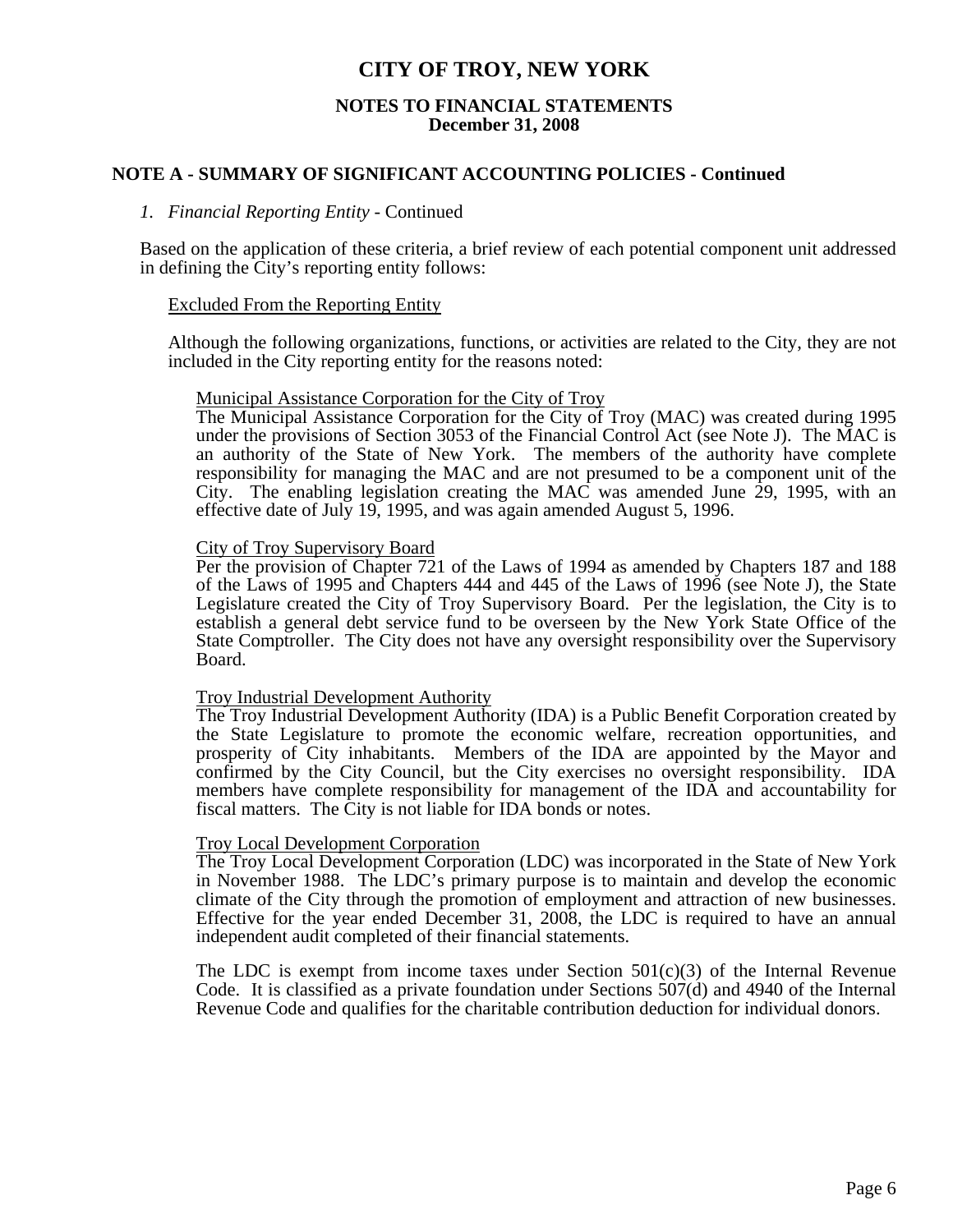# CITY OF TROY, NEW YORK

## NOTES TO FINANCIAL STATEMENTS
## December 31, 2008

### NOTE A - SUMMARY OF SIGNIFICANT ACCOUNTING POLICIES - Continued

*1. Financial Reporting Entity* - Continued

Based on the application of these criteria, a brief review of each potential component unit addressed in defining the City's reporting entity follows:

Excluded From the Reporting Entity

Although the following organizations, functions, or activities are related to the City, they are not included in the City reporting entity for the reasons noted:

Municipal Assistance Corporation for the City of Troy
The Municipal Assistance Corporation for the City of Troy (MAC) was created during 1995 under the provisions of Section 3053 of the Financial Control Act (see Note J). The MAC is an authority of the State of New York. The members of the authority have complete responsibility for managing the MAC and are not presumed to be a component unit of the City. The enabling legislation creating the MAC was amended June 29, 1995, with an effective date of July 19, 1995, and was again amended August 5, 1996.

City of Troy Supervisory Board
Per the provision of Chapter 721 of the Laws of 1994 as amended by Chapters 187 and 188 of the Laws of 1995 and Chapters 444 and 445 of the Laws of 1996 (see Note J), the State Legislature created the City of Troy Supervisory Board. Per the legislation, the City is to establish a general debt service fund to be overseen by the New York State Office of the State Comptroller. The City does not have any oversight responsibility over the Supervisory Board.

Troy Industrial Development Authority
The Troy Industrial Development Authority (IDA) is a Public Benefit Corporation created by the State Legislature to promote the economic welfare, recreation opportunities, and prosperity of City inhabitants. Members of the IDA are appointed by the Mayor and confirmed by the City Council, but the City exercises no oversight responsibility. IDA members have complete responsibility for management of the IDA and accountability for fiscal matters. The City is not liable for IDA bonds or notes.

Troy Local Development Corporation
The Troy Local Development Corporation (LDC) was incorporated in the State of New York in November 1988. The LDC's primary purpose is to maintain and develop the economic climate of the City through the promotion of employment and attraction of new businesses. Effective for the year ended December 31, 2008, the LDC is required to have an annual independent audit completed of their financial statements.

The LDC is exempt from income taxes under Section 501(c)(3) of the Internal Revenue Code. It is classified as a private foundation under Sections 507(d) and 4940 of the Internal Revenue Code and qualifies for the charitable contribution deduction for individual donors.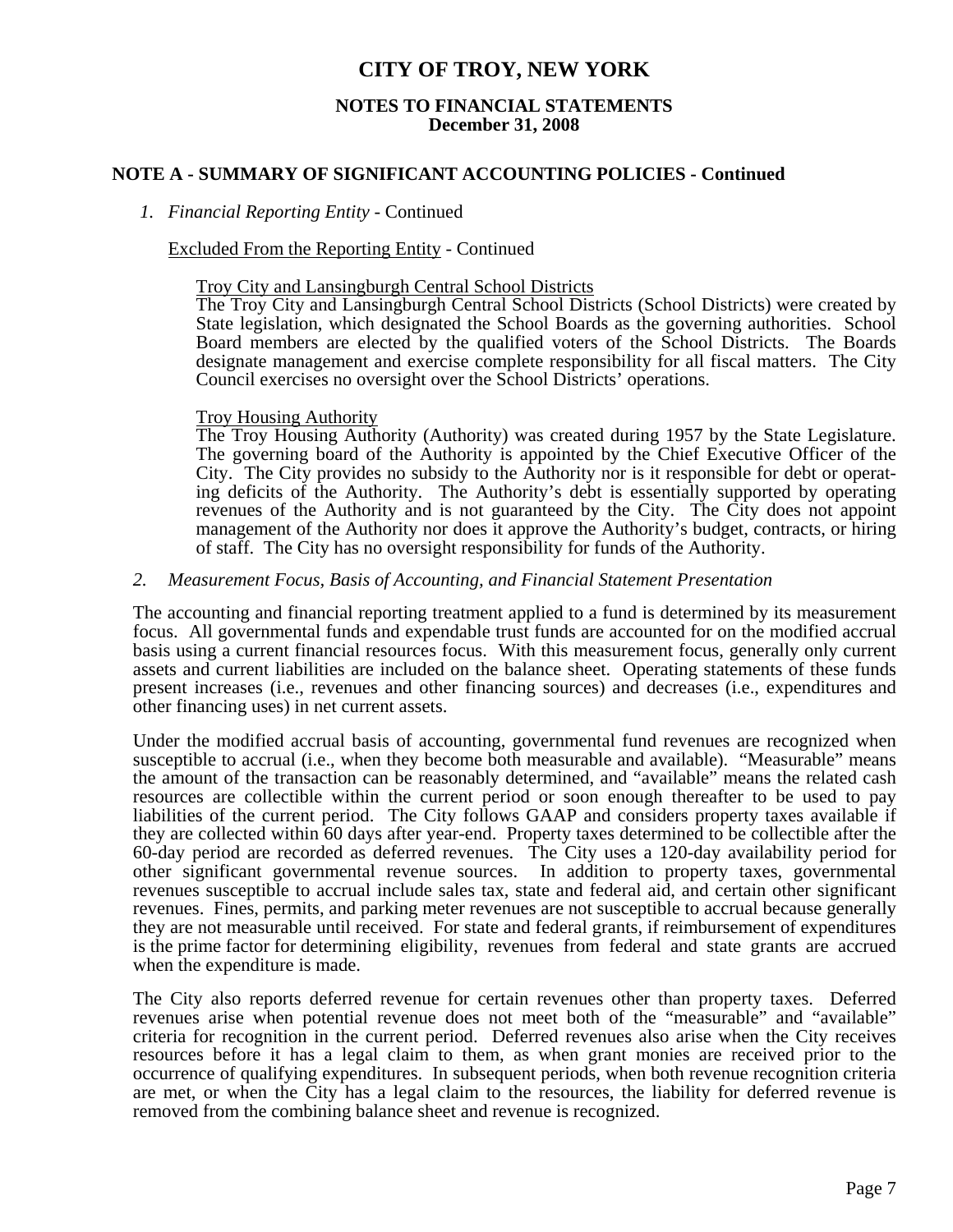# CITY OF TROY, NEW YORK

## NOTES TO FINANCIAL STATEMENTS
## December 31, 2008

### NOTE A - SUMMARY OF SIGNIFICANT ACCOUNTING POLICIES - Continued

*1. Financial Reporting Entity* - Continued

Excluded From the Reporting Entity - Continued

Troy City and Lansingburgh Central School Districts
The Troy City and Lansingburgh Central School Districts (School Districts) were created by State legislation, which designated the School Boards as the governing authorities. School Board members are elected by the qualified voters of the School Districts. The Boards designate management and exercise complete responsibility for all fiscal matters. The City Council exercises no oversight over the School Districts' operations.

Troy Housing Authority
The Troy Housing Authority (Authority) was created during 1957 by the State Legislature. The governing board of the Authority is appointed by the Chief Executive Officer of the City. The City provides no subsidy to the Authority nor is it responsible for debt or operating deficits of the Authority. The Authority's debt is essentially supported by operating revenues of the Authority and is not guaranteed by the City. The City does not appoint management of the Authority nor does it approve the Authority's budget, contracts, or hiring of staff. The City has no oversight responsibility for funds of the Authority.

*2. Measurement Focus, Basis of Accounting, and Financial Statement Presentation*

The accounting and financial reporting treatment applied to a fund is determined by its measurement focus. All governmental funds and expendable trust funds are accounted for on the modified accrual basis using a current financial resources focus. With this measurement focus, generally only current assets and current liabilities are included on the balance sheet. Operating statements of these funds present increases (i.e., revenues and other financing sources) and decreases (i.e., expenditures and other financing uses) in net current assets.

Under the modified accrual basis of accounting, governmental fund revenues are recognized when susceptible to accrual (i.e., when they become both measurable and available). "Measurable" means the amount of the transaction can be reasonably determined, and "available" means the related cash resources are collectible within the current period or soon enough thereafter to be used to pay liabilities of the current period. The City follows GAAP and considers property taxes available if they are collected within 60 days after year-end. Property taxes determined to be collectible after the 60-day period are recorded as deferred revenues. The City uses a 120-day availability period for other significant governmental revenue sources. In addition to property taxes, governmental revenues susceptible to accrual include sales tax, state and federal aid, and certain other significant revenues. Fines, permits, and parking meter revenues are not susceptible to accrual because generally they are not measurable until received. For state and federal grants, if reimbursement of expenditures is the prime factor for determining eligibility, revenues from federal and state grants are accrued when the expenditure is made.

The City also reports deferred revenue for certain revenues other than property taxes. Deferred revenues arise when potential revenue does not meet both of the "measurable" and "available" criteria for recognition in the current period. Deferred revenues also arise when the City receives resources before it has a legal claim to them, as when grant monies are received prior to the occurrence of qualifying expenditures. In subsequent periods, when both revenue recognition criteria are met, or when the City has a legal claim to the resources, the liability for deferred revenue is removed from the combining balance sheet and revenue is recognized.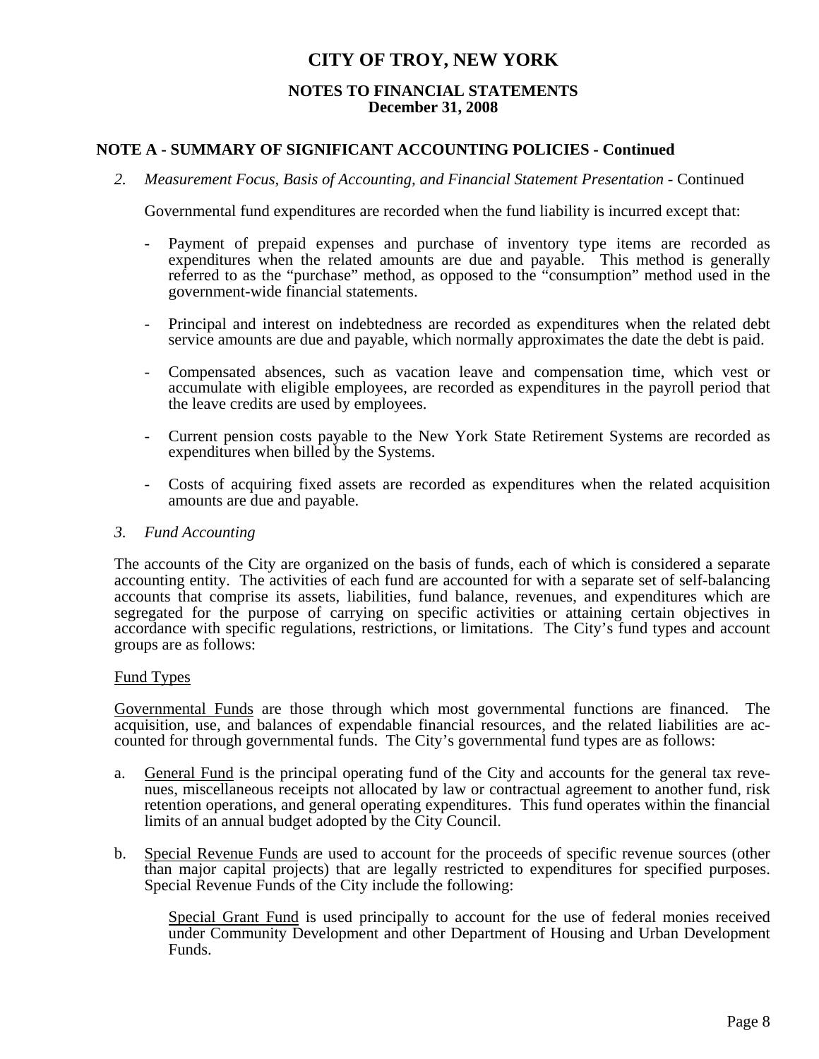# CITY OF TROY, NEW YORK

## NOTES TO FINANCIAL STATEMENTS
## December 31, 2008

### NOTE A - SUMMARY OF SIGNIFICANT ACCOUNTING POLICIES - Continued

*2. Measurement Focus, Basis of Accounting, and Financial Statement Presentation* - Continued

Governmental fund expenditures are recorded when the fund liability is incurred except that:

- Payment of prepaid expenses and purchase of inventory type items are recorded as expenditures when the related amounts are due and payable. This method is generally referred to as the "purchase" method, as opposed to the "consumption" method used in the government-wide financial statements.

- Principal and interest on indebtedness are recorded as expenditures when the related debt service amounts are due and payable, which normally approximates the date the debt is paid.

- Compensated absences, such as vacation leave and compensation time, which vest or accumulate with eligible employees, are recorded as expenditures in the payroll period that the leave credits are used by employees.

- Current pension costs payable to the New York State Retirement Systems are recorded as expenditures when billed by the Systems.

- Costs of acquiring fixed assets are recorded as expenditures when the related acquisition amounts are due and payable.

*3. Fund Accounting*

The accounts of the City are organized on the basis of funds, each of which is considered a separate accounting entity. The activities of each fund are accounted for with a separate set of self-balancing accounts that comprise its assets, liabilities, fund balance, revenues, and expenditures which are segregated for the purpose of carrying on specific activities or attaining certain objectives in accordance with specific regulations, restrictions, or limitations. The City's fund types and account groups are as follows:

Fund Types

Governmental Funds are those through which most governmental functions are financed. The acquisition, use, and balances of expendable financial resources, and the related liabilities are accounted for through governmental funds. The City's governmental fund types are as follows:

a. General Fund is the principal operating fund of the City and accounts for the general tax revenues, miscellaneous receipts not allocated by law or contractual agreement to another fund, risk retention operations, and general operating expenditures. This fund operates within the financial limits of an annual budget adopted by the City Council.

b. Special Revenue Funds are used to account for the proceeds of specific revenue sources (other than major capital projects) that are legally restricted to expenditures for specified purposes. Special Revenue Funds of the City include the following:

   Special Grant Fund is used principally to account for the use of federal monies received under Community Development and other Department of Housing and Urban Development Funds.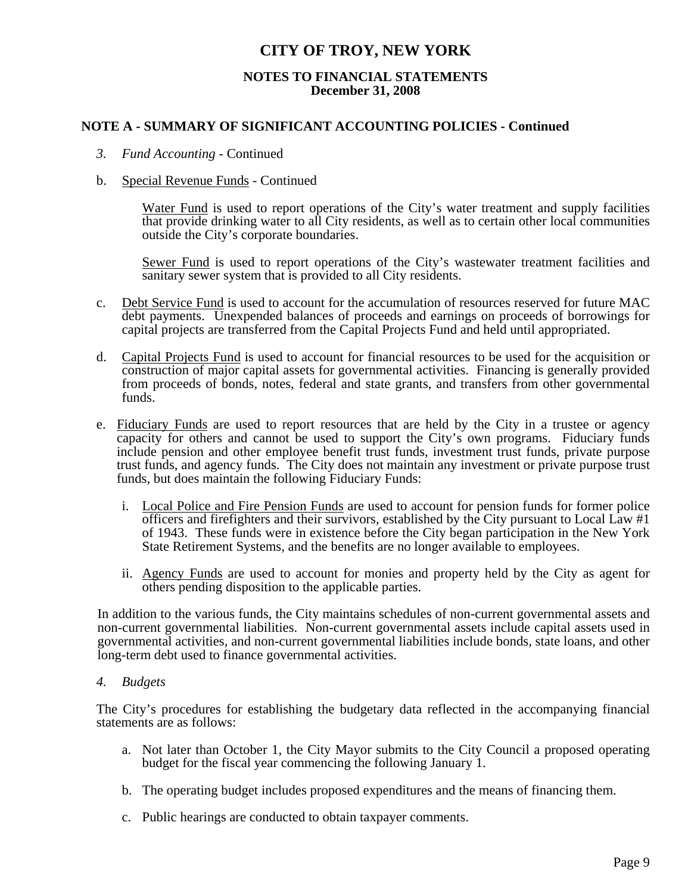# CITY OF TROY, NEW YORK

## NOTES TO FINANCIAL STATEMENTS
## December 31, 2008

### NOTE A - SUMMARY OF SIGNIFICANT ACCOUNTING POLICIES - Continued

*3. Fund Accounting* - Continued

b. Special Revenue Funds - Continued

Water Fund is used to report operations of the City's water treatment and supply facilities that provide drinking water to all City residents, as well as to certain other local communities outside the City's corporate boundaries.

Sewer Fund is used to report operations of the City's wastewater treatment facilities and sanitary sewer system that is provided to all City residents.

c. Debt Service Fund is used to account for the accumulation of resources reserved for future MAC debt payments. Unexpended balances of proceeds and earnings on proceeds of borrowings for capital projects are transferred from the Capital Projects Fund and held until appropriated.

d. Capital Projects Fund is used to account for financial resources to be used for the acquisition or construction of major capital assets for governmental activities. Financing is generally provided from proceeds of bonds, notes, federal and state grants, and transfers from other governmental funds.

e. Fiduciary Funds are used to report resources that are held by the City in a trustee or agency capacity for others and cannot be used to support the City's own programs. Fiduciary funds include pension and other employee benefit trust funds, investment trust funds, private purpose trust funds, and agency funds. The City does not maintain any investment or private purpose trust funds, but does maintain the following Fiduciary Funds:

   i. Local Police and Fire Pension Funds are used to account for pension funds for former police officers and firefighters and their survivors, established by the City pursuant to Local Law #1 of 1943. These funds were in existence before the City began participation in the New York State Retirement Systems, and the benefits are no longer available to employees.

   ii. Agency Funds are used to account for monies and property held by the City as agent for others pending disposition to the applicable parties.

In addition to the various funds, the City maintains schedules of non-current governmental assets and non-current governmental liabilities. Non-current governmental assets include capital assets used in governmental activities, and non-current governmental liabilities include bonds, state loans, and other long-term debt used to finance governmental activities.

*4. Budgets*

The City's procedures for establishing the budgetary data reflected in the accompanying financial statements are as follows:

a. Not later than October 1, the City Mayor submits to the City Council a proposed operating budget for the fiscal year commencing the following January 1.

b. The operating budget includes proposed expenditures and the means of financing them.

c. Public hearings are conducted to obtain taxpayer comments.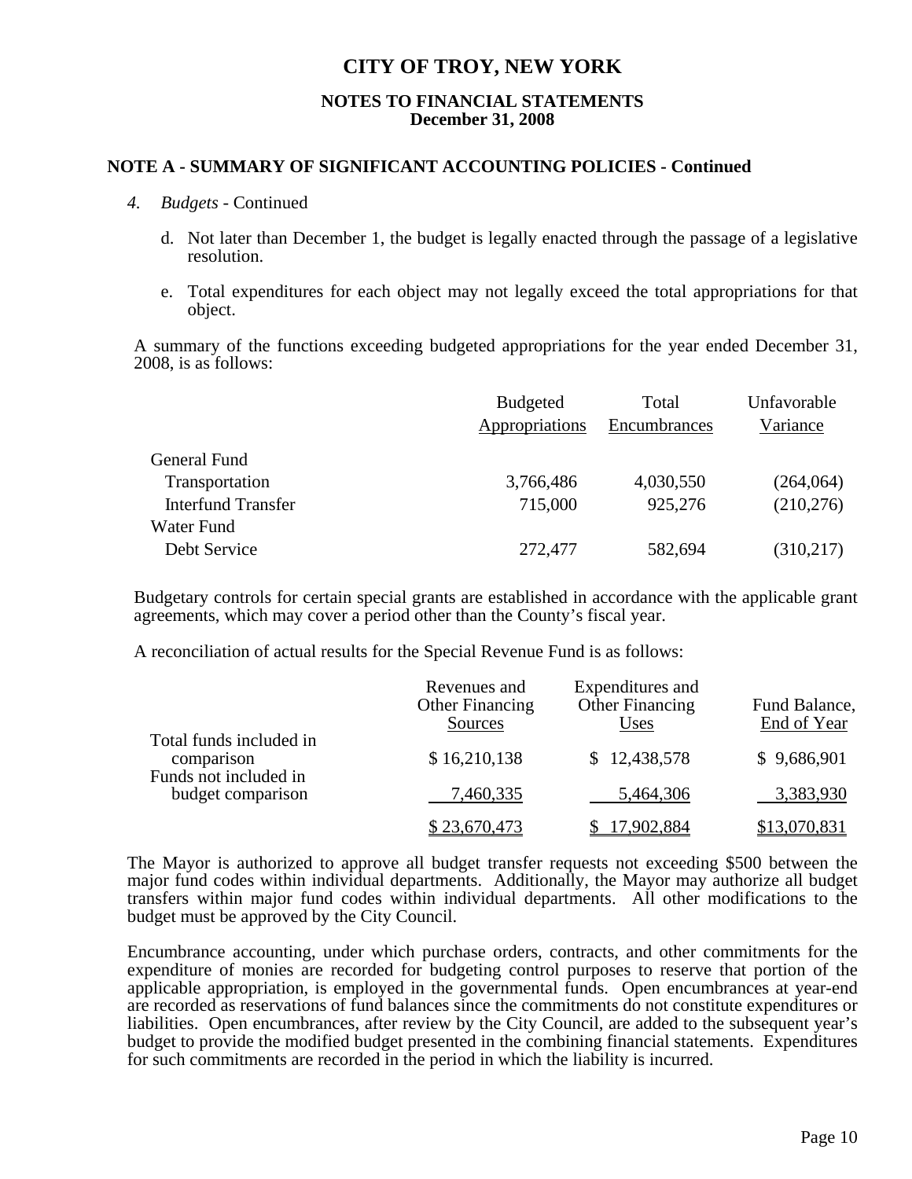# CITY OF TROY, NEW YORK

## NOTES TO FINANCIAL STATEMENTS
### December 31, 2008

### NOTE A - SUMMARY OF SIGNIFICANT ACCOUNTING POLICIES - Continued

4. *Budgets* - Continued

   d. Not later than December 1, the budget is legally enacted through the passage of a legislative resolution.

   e. Total expenditures for each object may not legally exceed the total appropriations for that object.

A summary of the functions exceeding budgeted appropriations for the year ended December 31, 2008, is as follows:

| | Budgeted Appropriations | Total Encumbrances | Unfavorable Variance |
|---|---|---|---|
| General Fund | | | |
| Transportation | 3,766,486 | 4,030,550 | (264,064) |
| Interfund Transfer | 715,000 | 925,276 | (210,276) |
| Water Fund | | | |
| Debt Service | 272,477 | 582,694 | (310,217) |

Budgetary controls for certain special grants are established in accordance with the applicable grant agreements, which may cover a period other than the County's fiscal year.

A reconciliation of actual results for the Special Revenue Fund is as follows:

| | Revenues and Other Financing Sources | Expenditures and Other Financing Uses | Fund Balance, End of Year |
|---|---|---|---|
| Total funds included in comparison | $ 16,210,138 | $ 12,438,578 | $ 9,686,901 |
| Funds not included in budget comparison | 7,460,335 | 5,464,306 | 3,383,930 |
| | $ 23,670,473 | $ 17,902,884 | $13,070,831 |

The Mayor is authorized to approve all budget transfer requests not exceeding $500 between the major fund codes within individual departments. Additionally, the Mayor may authorize all budget transfers within major fund codes within individual departments. All other modifications to the budget must be approved by the City Council.

Encumbrance accounting, under which purchase orders, contracts, and other commitments for the expenditure of monies are recorded for budgeting control purposes to reserve that portion of the applicable appropriation, is employed in the governmental funds. Open encumbrances at year-end are recorded as reservations of fund balances since the commitments do not constitute expenditures or liabilities. Open encumbrances, after review by the City Council, are added to the subsequent year's budget to provide the modified budget presented in the combining financial statements. Expenditures for such commitments are recorded in the period in which the liability is incurred.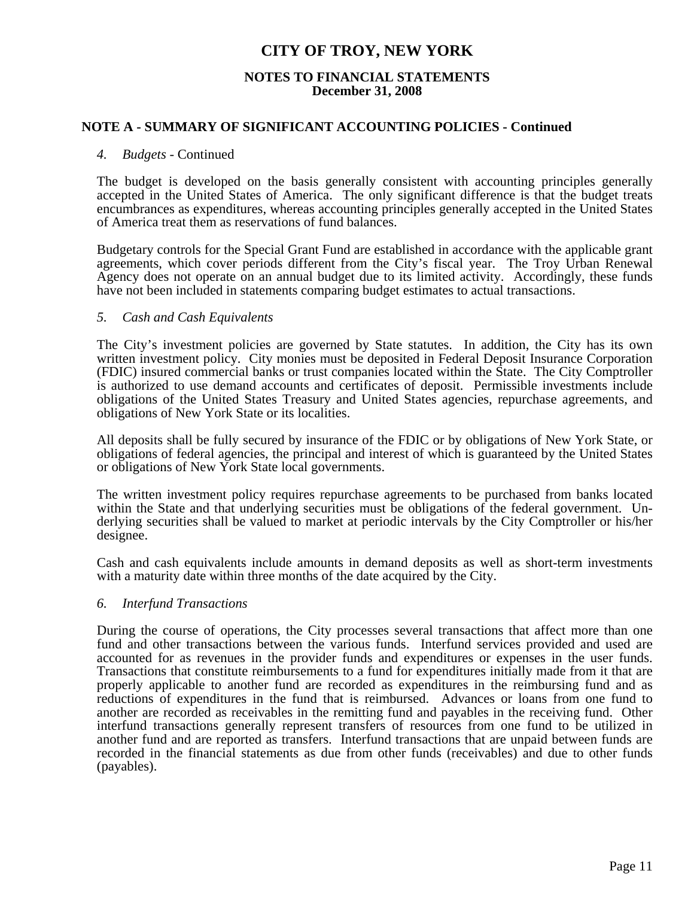# CITY OF TROY, NEW YORK

## NOTES TO FINANCIAL STATEMENTS
**December 31, 2008**

## NOTE A - SUMMARY OF SIGNIFICANT ACCOUNTING POLICIES - Continued

4. *Budgets* - Continued

The budget is developed on the basis generally consistent with accounting principles generally accepted in the United States of America. The only significant difference is that the budget treats encumbrances as expenditures, whereas accounting principles generally accepted in the United States of America treat them as reservations of fund balances.

Budgetary controls for the Special Grant Fund are established in accordance with the applicable grant agreements, which cover periods different from the City's fiscal year. The Troy Urban Renewal Agency does not operate on an annual budget due to its limited activity. Accordingly, these funds have not been included in statements comparing budget estimates to actual transactions.

5. *Cash and Cash Equivalents*

The City's investment policies are governed by State statutes. In addition, the City has its own written investment policy. City monies must be deposited in Federal Deposit Insurance Corporation (FDIC) insured commercial banks or trust companies located within the State. The City Comptroller is authorized to use demand accounts and certificates of deposit. Permissible investments include obligations of the United States Treasury and United States agencies, repurchase agreements, and obligations of New York State or its localities.

All deposits shall be fully secured by insurance of the FDIC or by obligations of New York State, or obligations of federal agencies, the principal and interest of which is guaranteed by the United States or obligations of New York State local governments.

The written investment policy requires repurchase agreements to be purchased from banks located within the State and that underlying securities must be obligations of the federal government. Underlying securities shall be valued to market at periodic intervals by the City Comptroller or his/her designee.

Cash and cash equivalents include amounts in demand deposits as well as short-term investments with a maturity date within three months of the date acquired by the City.

6. *Interfund Transactions*

During the course of operations, the City processes several transactions that affect more than one fund and other transactions between the various funds. Interfund services provided and used are accounted for as revenues in the provider funds and expenditures or expenses in the user funds. Transactions that constitute reimbursements to a fund for expenditures initially made from it that are properly applicable to another fund are recorded as expenditures in the reimbursing fund and as reductions of expenditures in the fund that is reimbursed. Advances or loans from one fund to another are recorded as receivables in the remitting fund and payables in the receiving fund. Other interfund transactions generally represent transfers of resources from one fund to be utilized in another fund and are reported as transfers. Interfund transactions that are unpaid between funds are recorded in the financial statements as due from other funds (receivables) and due to other funds (payables).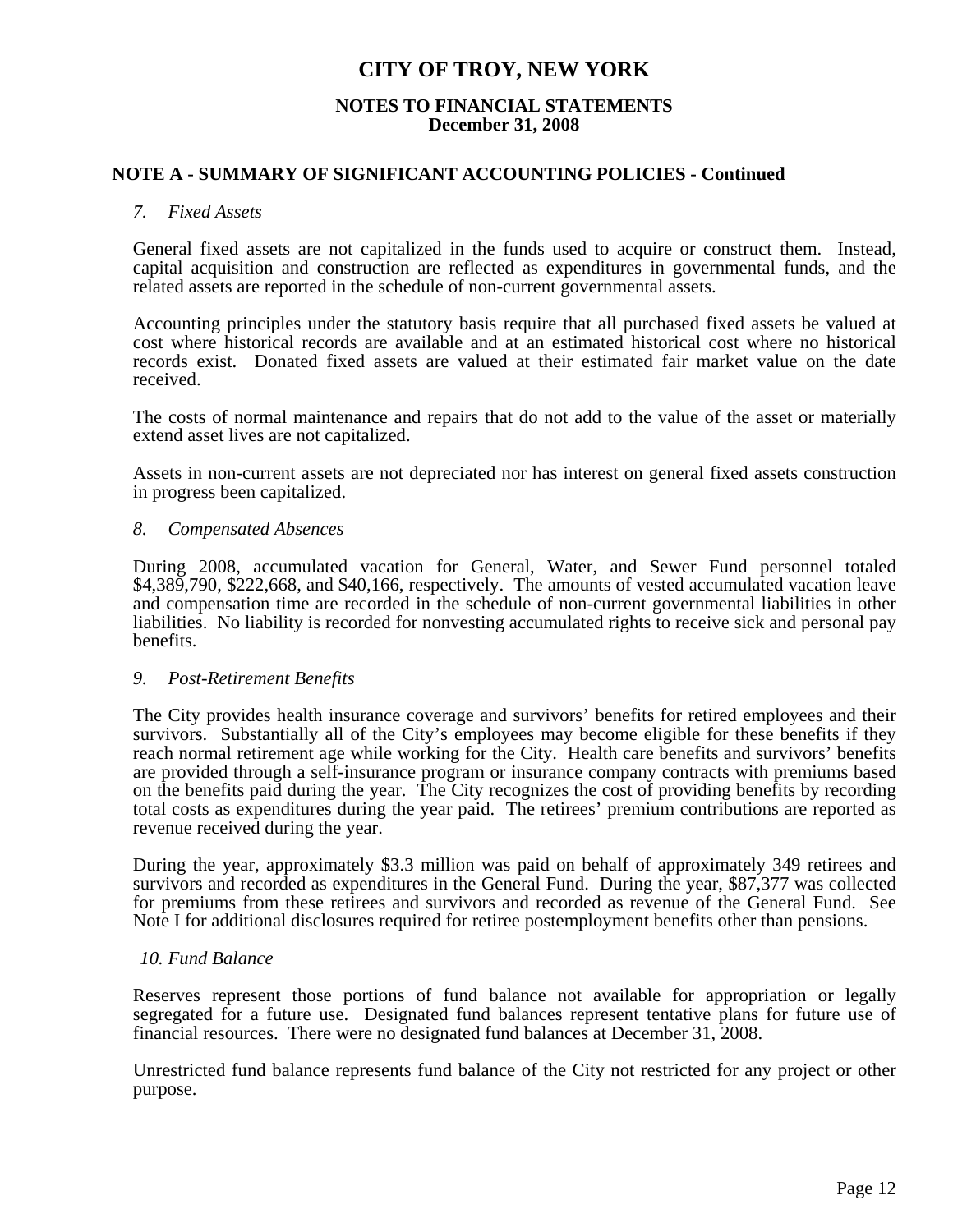# CITY OF TROY, NEW YORK

## NOTES TO FINANCIAL STATEMENTS
**December 31, 2008**

## NOTE A - SUMMARY OF SIGNIFICANT ACCOUNTING POLICIES - Continued

*7. Fixed Assets*

General fixed assets are not capitalized in the funds used to acquire or construct them. Instead, capital acquisition and construction are reflected as expenditures in governmental funds, and the related assets are reported in the schedule of non-current governmental assets.

Accounting principles under the statutory basis require that all purchased fixed assets be valued at cost where historical records are available and at an estimated historical cost where no historical records exist. Donated fixed assets are valued at their estimated fair market value on the date received.

The costs of normal maintenance and repairs that do not add to the value of the asset or materially extend asset lives are not capitalized.

Assets in non-current assets are not depreciated nor has interest on general fixed assets construction in progress been capitalized.

*8. Compensated Absences*

During 2008, accumulated vacation for General, Water, and Sewer Fund personnel totaled $4,389,790, $222,668, and $40,166, respectively. The amounts of vested accumulated vacation leave and compensation time are recorded in the schedule of non-current governmental liabilities in other liabilities. No liability is recorded for nonvesting accumulated rights to receive sick and personal pay benefits.

*9. Post-Retirement Benefits*

The City provides health insurance coverage and survivors' benefits for retired employees and their survivors. Substantially all of the City's employees may become eligible for these benefits if they reach normal retirement age while working for the City. Health care benefits and survivors' benefits are provided through a self-insurance program or insurance company contracts with premiums based on the benefits paid during the year. The City recognizes the cost of providing benefits by recording total costs as expenditures during the year paid. The retirees' premium contributions are reported as revenue received during the year.

During the year, approximately $3.3 million was paid on behalf of approximately 349 retirees and survivors and recorded as expenditures in the General Fund. During the year, $87,377 was collected for premiums from these retirees and survivors and recorded as revenue of the General Fund. See Note I for additional disclosures required for retiree postemployment benefits other than pensions.

*10. Fund Balance*

Reserves represent those portions of fund balance not available for appropriation or legally segregated for a future use. Designated fund balances represent tentative plans for future use of financial resources. There were no designated fund balances at December 31, 2008.

Unrestricted fund balance represents fund balance of the City not restricted for any project or other purpose.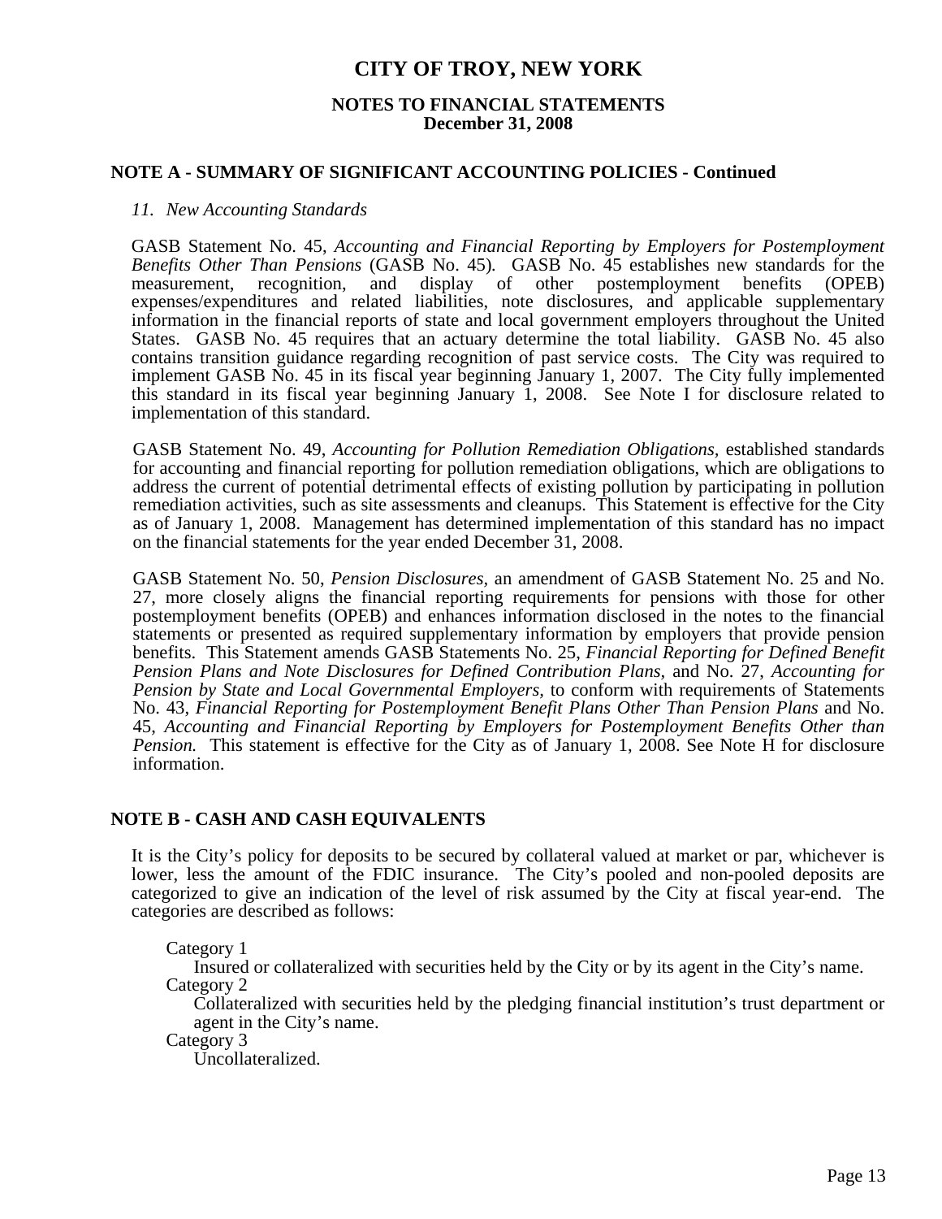# CITY OF TROY, NEW YORK

## NOTES TO FINANCIAL STATEMENTS
**December 31, 2008**

## NOTE A - SUMMARY OF SIGNIFICANT ACCOUNTING POLICIES - Continued

*11. New Accounting Standards*

GASB Statement No. 45, *Accounting and Financial Reporting by Employers for Postemployment Benefits Other Than Pensions* (GASB No. 45). GASB No. 45 establishes new standards for the measurement, recognition, and display of other postemployment benefits (OPEB) expenses/expenditures and related liabilities, note disclosures, and applicable supplementary information in the financial reports of state and local government employers throughout the United States. GASB No. 45 requires that an actuary determine the total liability. GASB No. 45 also contains transition guidance regarding recognition of past service costs. The City was required to implement GASB No. 45 in its fiscal year beginning January 1, 2007. The City fully implemented this standard in its fiscal year beginning January 1, 2008. See Note I for disclosure related to implementation of this standard.

GASB Statement No. 49, *Accounting for Pollution Remediation Obligations,* established standards for accounting and financial reporting for pollution remediation obligations, which are obligations to address the current of potential detrimental effects of existing pollution by participating in pollution remediation activities, such as site assessments and cleanups. This Statement is effective for the City as of January 1, 2008. Management has determined implementation of this standard has no impact on the financial statements for the year ended December 31, 2008.

GASB Statement No. 50, *Pension Disclosures,* an amendment of GASB Statement No. 25 and No. 27, more closely aligns the financial reporting requirements for pensions with those for other postemployment benefits (OPEB) and enhances information disclosed in the notes to the financial statements or presented as required supplementary information by employers that provide pension benefits. This Statement amends GASB Statements No. 25, *Financial Reporting for Defined Benefit Pension Plans and Note Disclosures for Defined Contribution Plans,* and No. 27, *Accounting for Pension by State and Local Governmental Employers,* to conform with requirements of Statements No. 43, *Financial Reporting for Postemployment Benefit Plans Other Than Pension Plans* and No. 45, *Accounting and Financial Reporting by Employers for Postemployment Benefits Other than Pension.* This statement is effective for the City as of January 1, 2008. See Note H for disclosure information.

## NOTE B - CASH AND CASH EQUIVALENTS

It is the City's policy for deposits to be secured by collateral valued at market or par, whichever is lower, less the amount of the FDIC insurance. The City's pooled and non-pooled deposits are categorized to give an indication of the level of risk assumed by the City at fiscal year-end. The categories are described as follows:

Category 1
Insured or collateralized with securities held by the City or by its agent in the City's name.

Category 2
Collateralized with securities held by the pledging financial institution's trust department or agent in the City's name.

Category 3
Uncollateralized.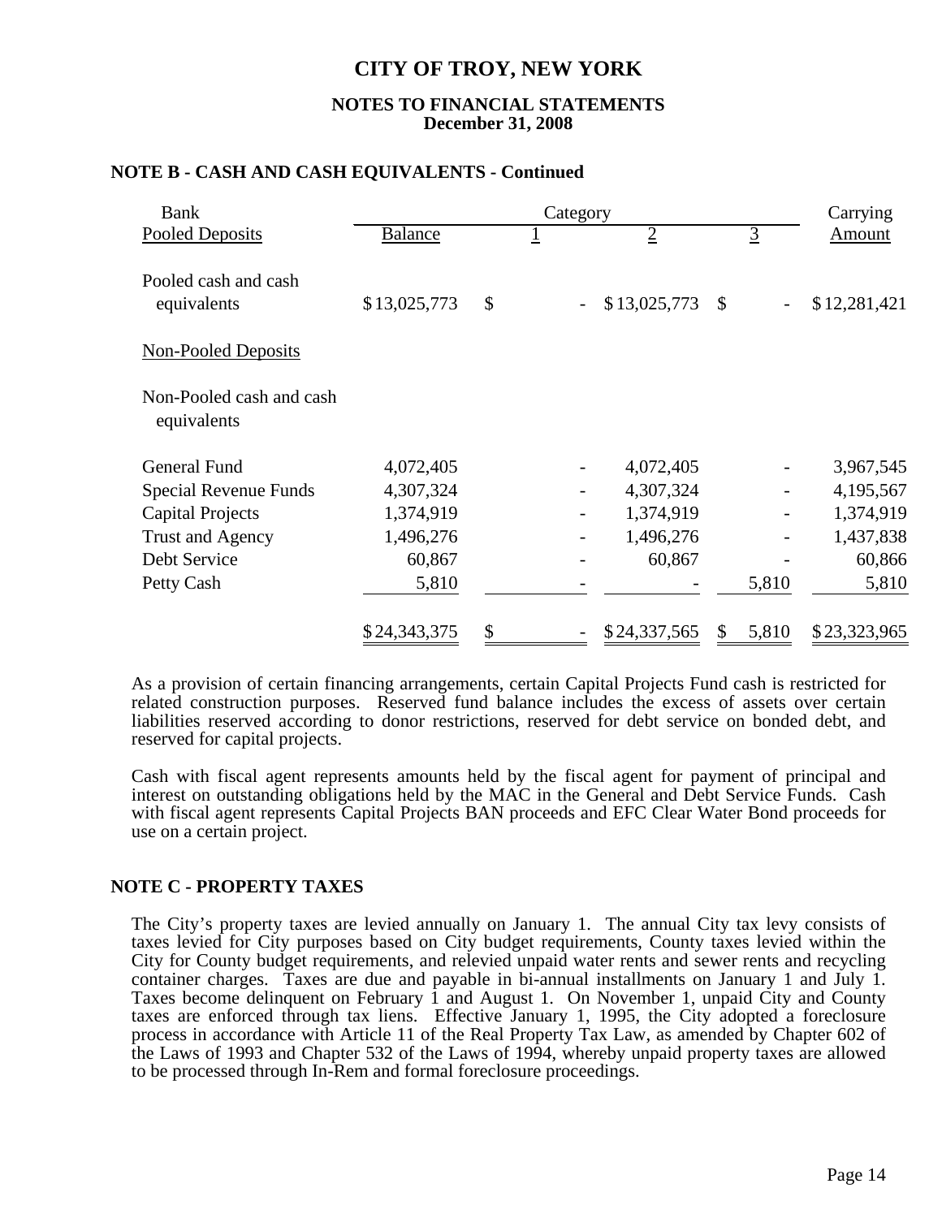# CITY OF TROY, NEW YORK

**NOTES TO FINANCIAL STATEMENTS**
**December 31, 2008**

## NOTE B - CASH AND CASH EQUIVALENTS - Continued

| Bank | | Category | | | Carrying |
|---|---|---|---|---|---|
| Pooled Deposits | Balance | 1 | 2 | 3 | Amount |
| Pooled cash and cash equivalents | $13,025,773 | $ - | $13,025,773 | $ - | $12,281,421 |
| Non-Pooled Deposits | | | | | |
| Non-Pooled cash and cash equivalents | | | | | |
| General Fund | 4,072,405 | - | 4,072,405 | - | 3,967,545 |
| Special Revenue Funds | 4,307,324 | - | 4,307,324 | - | 4,195,567 |
| Capital Projects | 1,374,919 | - | 1,374,919 | - | 1,374,919 |
| Trust and Agency | 1,496,276 | - | 1,496,276 | - | 1,437,838 |
| Debt Service | 60,867 | - | 60,867 | - | 60,866 |
| Petty Cash | 5,810 | - | - | 5,810 | 5,810 |
| | $24,343,375 | $ - | $24,337,565 | $ 5,810 | $23,323,965 |

As a provision of certain financing arrangements, certain Capital Projects Fund cash is restricted for related construction purposes. Reserved fund balance includes the excess of assets over certain liabilities reserved according to donor restrictions, reserved for debt service on bonded debt, and reserved for capital projects.

Cash with fiscal agent represents amounts held by the fiscal agent for payment of principal and interest on outstanding obligations held by the MAC in the General and Debt Service Funds. Cash with fiscal agent represents Capital Projects BAN proceeds and EFC Clear Water Bond proceeds for use on a certain project.

## NOTE C - PROPERTY TAXES

The City's property taxes are levied annually on January 1. The annual City tax levy consists of taxes levied for City purposes based on City budget requirements, County taxes levied within the City for County budget requirements, and relevied unpaid water rents and sewer rents and recycling container charges. Taxes are due and payable in bi-annual installments on January 1 and July 1. Taxes become delinquent on February 1 and August 1. On November 1, unpaid City and County taxes are enforced through tax liens. Effective January 1, 1995, the City adopted a foreclosure process in accordance with Article 11 of the Real Property Tax Law, as amended by Chapter 602 of the Laws of 1993 and Chapter 532 of the Laws of 1994, whereby unpaid property taxes are allowed to be processed through In-Rem and formal foreclosure proceedings.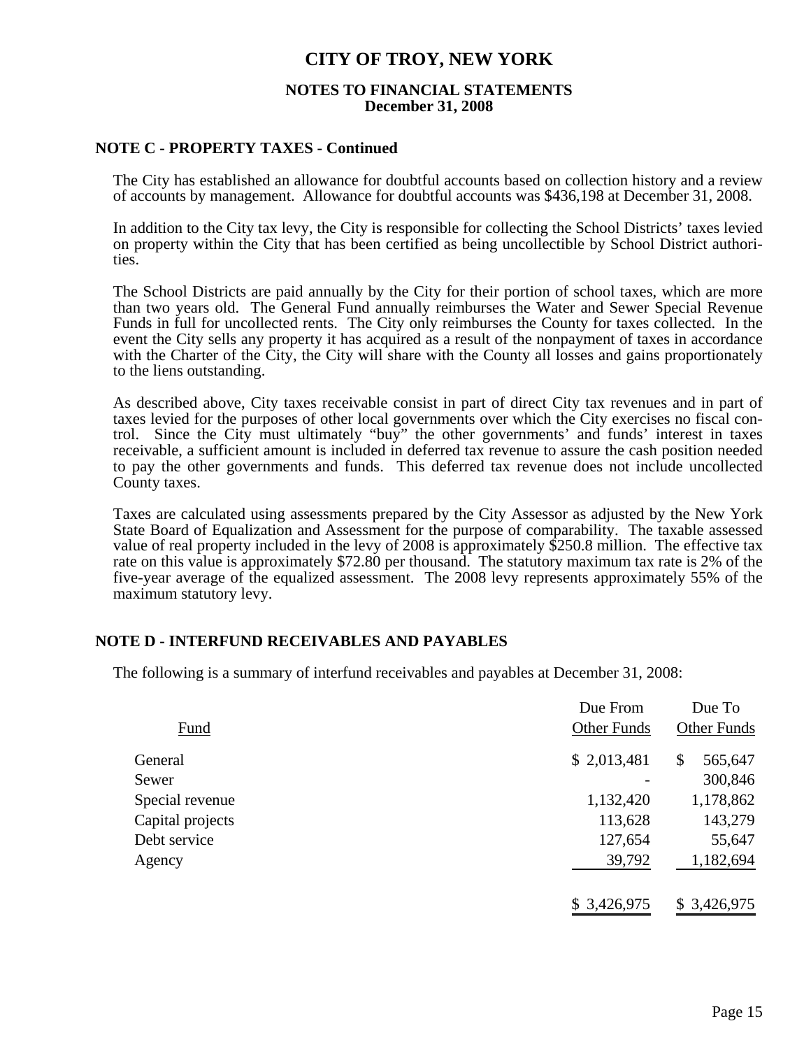# CITY OF TROY, NEW YORK

## NOTES TO FINANCIAL STATEMENTS
**December 31, 2008**

### NOTE C - PROPERTY TAXES - Continued

The City has established an allowance for doubtful accounts based on collection history and a review of accounts by management. Allowance for doubtful accounts was $436,198 at December 31, 2008.

In addition to the City tax levy, the City is responsible for collecting the School Districts' taxes levied on property within the City that has been certified as being uncollectible by School District authorities.

The School Districts are paid annually by the City for their portion of school taxes, which are more than two years old. The General Fund annually reimburses the Water and Sewer Special Revenue Funds in full for uncollected rents. The City only reimburses the County for taxes collected. In the event the City sells any property it has acquired as a result of the nonpayment of taxes in accordance with the Charter of the City, the City will share with the County all losses and gains proportionately to the liens outstanding.

As described above, City taxes receivable consist in part of direct City tax revenues and in part of taxes levied for the purposes of other local governments over which the City exercises no fiscal control. Since the City must ultimately "buy" the other governments' and funds' interest in taxes receivable, a sufficient amount is included in deferred tax revenue to assure the cash position needed to pay the other governments and funds. This deferred tax revenue does not include uncollected County taxes.

Taxes are calculated using assessments prepared by the City Assessor as adjusted by the New York State Board of Equalization and Assessment for the purpose of comparability. The taxable assessed value of real property included in the levy of 2008 is approximately $250.8 million. The effective tax rate on this value is approximately $72.80 per thousand. The statutory maximum tax rate is 2% of the five-year average of the equalized assessment. The 2008 levy represents approximately 55% of the maximum statutory levy.

### NOTE D - INTERFUND RECEIVABLES AND PAYABLES

The following is a summary of interfund receivables and payables at December 31, 2008:

| Fund | Due From Other Funds | Due To Other Funds |
|---|---|---|
| General | $ 2,013,481 | $ 565,647 |
| Sewer | - | 300,846 |
| Special revenue | 1,132,420 | 1,178,862 |
| Capital projects | 113,628 | 143,279 |
| Debt service | 127,654 | 55,647 |
| Agency | 39,792 | 1,182,694 |
| | $ 3,426,975 | $ 3,426,975 |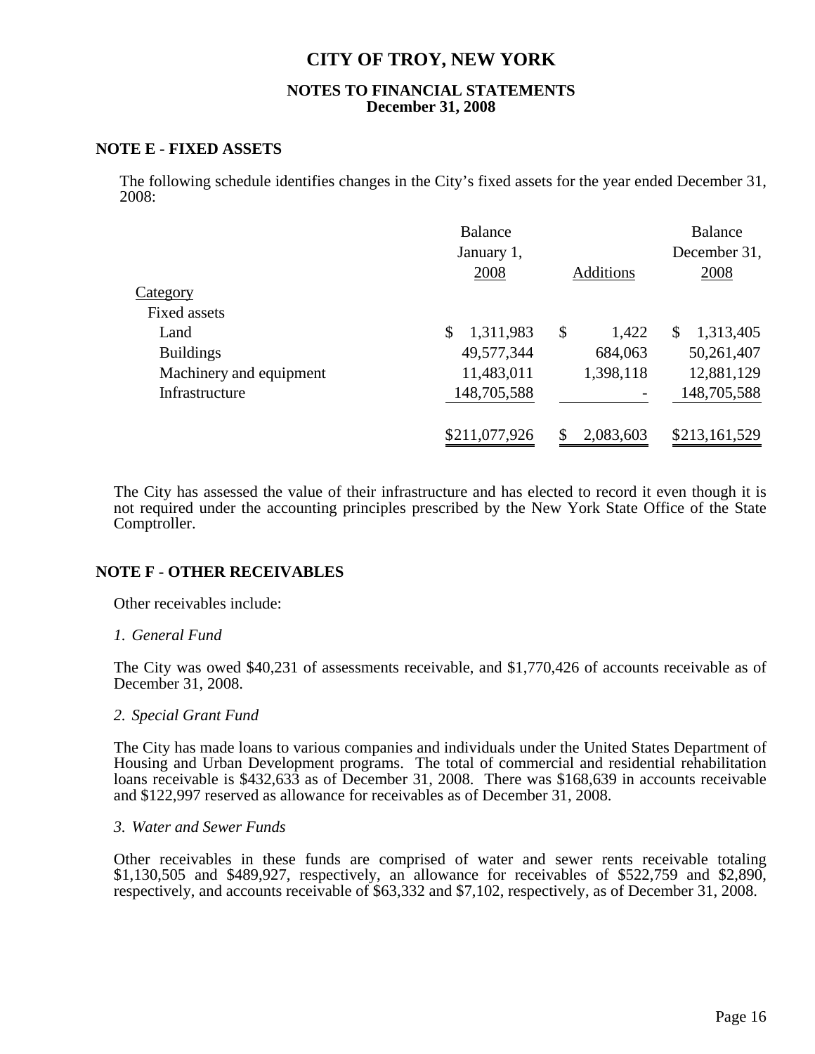# CITY OF TROY, NEW YORK

## NOTES TO FINANCIAL STATEMENTS
## December 31, 2008

### NOTE E - FIXED ASSETS

The following schedule identifies changes in the City's fixed assets for the year ended December 31, 2008:

| Category | Balance January 1, 2008 | Additions | Balance December 31, 2008 |
|---|---|---|---|
| Fixed assets | | | |
| Land | $ 1,311,983 | $ 1,422 | $ 1,313,405 |
| Buildings | 49,577,344 | 684,063 | 50,261,407 |
| Machinery and equipment | 11,483,011 | 1,398,118 | 12,881,129 |
| Infrastructure | 148,705,588 | - | 148,705,588 |
| | $211,077,926 | $ 2,083,603 | $213,161,529 |

The City has assessed the value of their infrastructure and has elected to record it even though it is not required under the accounting principles prescribed by the New York State Office of the State Comptroller.

### NOTE F - OTHER RECEIVABLES

Other receivables include:

*1. General Fund*

The City was owed $40,231 of assessments receivable, and $1,770,426 of accounts receivable as of December 31, 2008.

*2. Special Grant Fund*

The City has made loans to various companies and individuals under the United States Department of Housing and Urban Development programs. The total of commercial and residential rehabilitation loans receivable is $432,633 as of December 31, 2008. There was $168,639 in accounts receivable and $122,997 reserved as allowance for receivables as of December 31, 2008.

*3. Water and Sewer Funds*

Other receivables in these funds are comprised of water and sewer rents receivable totaling $1,130,505 and $489,927, respectively, an allowance for receivables of $522,759 and $2,890, respectively, and accounts receivable of $63,332 and $7,102, respectively, as of December 31, 2008.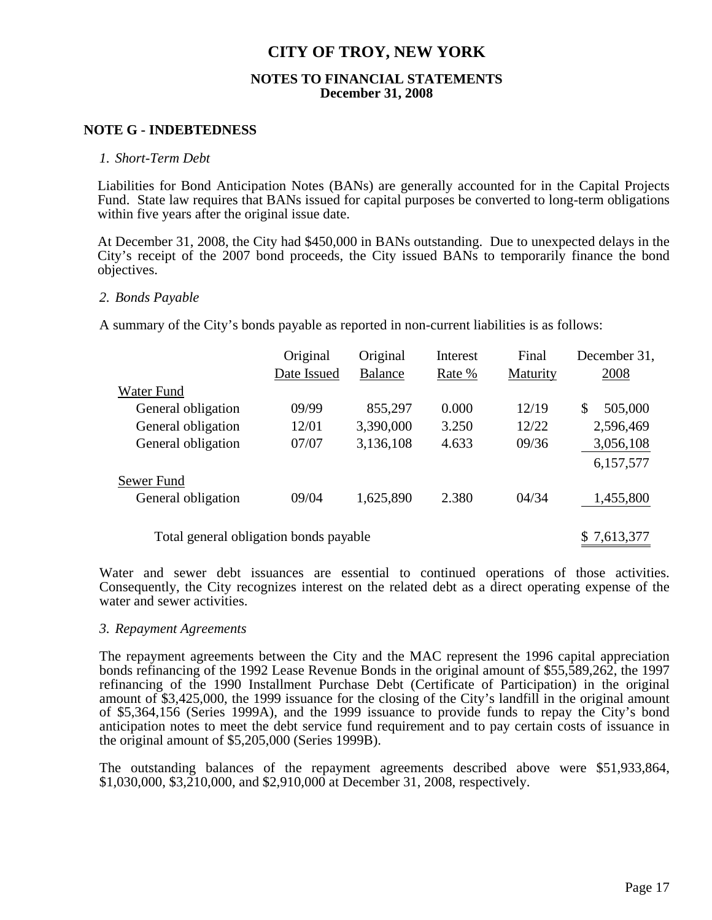# CITY OF TROY, NEW YORK

## NOTES TO FINANCIAL STATEMENTS
## December 31, 2008

### NOTE G - INDEBTEDNESS

*1. Short-Term Debt*

Liabilities for Bond Anticipation Notes (BANs) are generally accounted for in the Capital Projects Fund. State law requires that BANs issued for capital purposes be converted to long-term obligations within five years after the original issue date.

At December 31, 2008, the City had $450,000 in BANs outstanding. Due to unexpected delays in the City's receipt of the 2007 bond proceeds, the City issued BANs to temporarily finance the bond objectives.

*2. Bonds Payable*

A summary of the City's bonds payable as reported in non-current liabilities is as follows:

| | Original Date Issued | Original Balance | Interest Rate % | Final Maturity | December 31, 2008 |
|---|---|---|---|---|---|
| Water Fund | | | | | |
| General obligation | 09/99 | 855,297 | 0.000 | 12/19 | $ 505,000 |
| General obligation | 12/01 | 3,390,000 | 3.250 | 12/22 | 2,596,469 |
| General obligation | 07/07 | 3,136,108 | 4.633 | 09/36 | 3,056,108 |
| | | | | | 6,157,577 |
| Sewer Fund | | | | | |
| General obligation | 09/04 | 1,625,890 | 2.380 | 04/34 | 1,455,800 |
| Total general obligation bonds payable | | | | | $ 7,613,377 |

Water and sewer debt issuances are essential to continued operations of those activities. Consequently, the City recognizes interest on the related debt as a direct operating expense of the water and sewer activities.

*3. Repayment Agreements*

The repayment agreements between the City and the MAC represent the 1996 capital appreciation bonds refinancing of the 1992 Lease Revenue Bonds in the original amount of $55,589,262, the 1997 refinancing of the 1990 Installment Purchase Debt (Certificate of Participation) in the original amount of $3,425,000, the 1999 issuance for the closing of the City's landfill in the original amount of $5,364,156 (Series 1999A), and the 1999 issuance to provide funds to repay the City's bond anticipation notes to meet the debt service fund requirement and to pay certain costs of issuance in the original amount of $5,205,000 (Series 1999B).

The outstanding balances of the repayment agreements described above were $51,933,864, $1,030,000, $3,210,000, and $2,910,000 at December 31, 2008, respectively.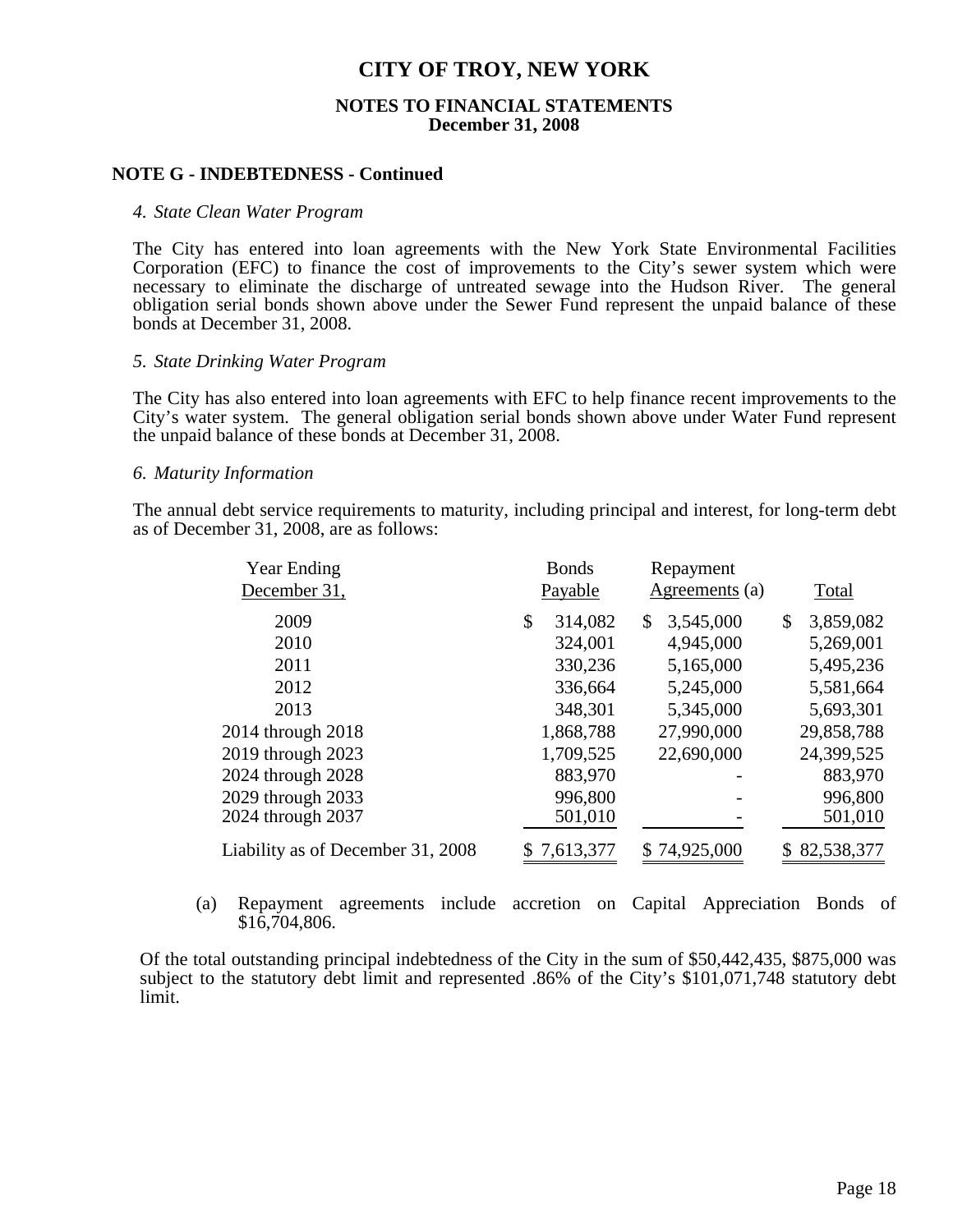# CITY OF TROY, NEW YORK

## NOTES TO FINANCIAL STATEMENTS
## December 31, 2008

### NOTE G - INDEBTEDNESS - Continued

*4. State Clean Water Program*

The City has entered into loan agreements with the New York State Environmental Facilities Corporation (EFC) to finance the cost of improvements to the City's sewer system which were necessary to eliminate the discharge of untreated sewage into the Hudson River. The general obligation serial bonds shown above under the Sewer Fund represent the unpaid balance of these bonds at December 31, 2008.

*5. State Drinking Water Program*

The City has also entered into loan agreements with EFC to help finance recent improvements to the City's water system. The general obligation serial bonds shown above under Water Fund represent the unpaid balance of these bonds at December 31, 2008.

*6. Maturity Information*

The annual debt service requirements to maturity, including principal and interest, for long-term debt as of December 31, 2008, are as follows:

| Year Ending December 31, | Bonds Payable | Repayment Agreements (a) | Total |
|---|---|---|---|
| 2009 | $ 314,082 | $ 3,545,000 | $ 3,859,082 |
| 2010 | 324,001 | 4,945,000 | 5,269,001 |
| 2011 | 330,236 | 5,165,000 | 5,495,236 |
| 2012 | 336,664 | 5,245,000 | 5,581,664 |
| 2013 | 348,301 | 5,345,000 | 5,693,301 |
| 2014 through 2018 | 1,868,788 | 27,990,000 | 29,858,788 |
| 2019 through 2023 | 1,709,525 | 22,690,000 | 24,399,525 |
| 2024 through 2028 | 883,970 | - | 883,970 |
| 2029 through 2033 | 996,800 | - | 996,800 |
| 2024 through 2037 | 501,010 | - | 501,010 |
| Liability as of December 31, 2008 | $ 7,613,377 | $ 74,925,000 | $ 82,538,377 |

(a) Repayment agreements include accretion on Capital Appreciation Bonds of $16,704,806.

Of the total outstanding principal indebtedness of the City in the sum of $50,442,435, $875,000 was subject to the statutory debt limit and represented .86% of the City's $101,071,748 statutory debt limit.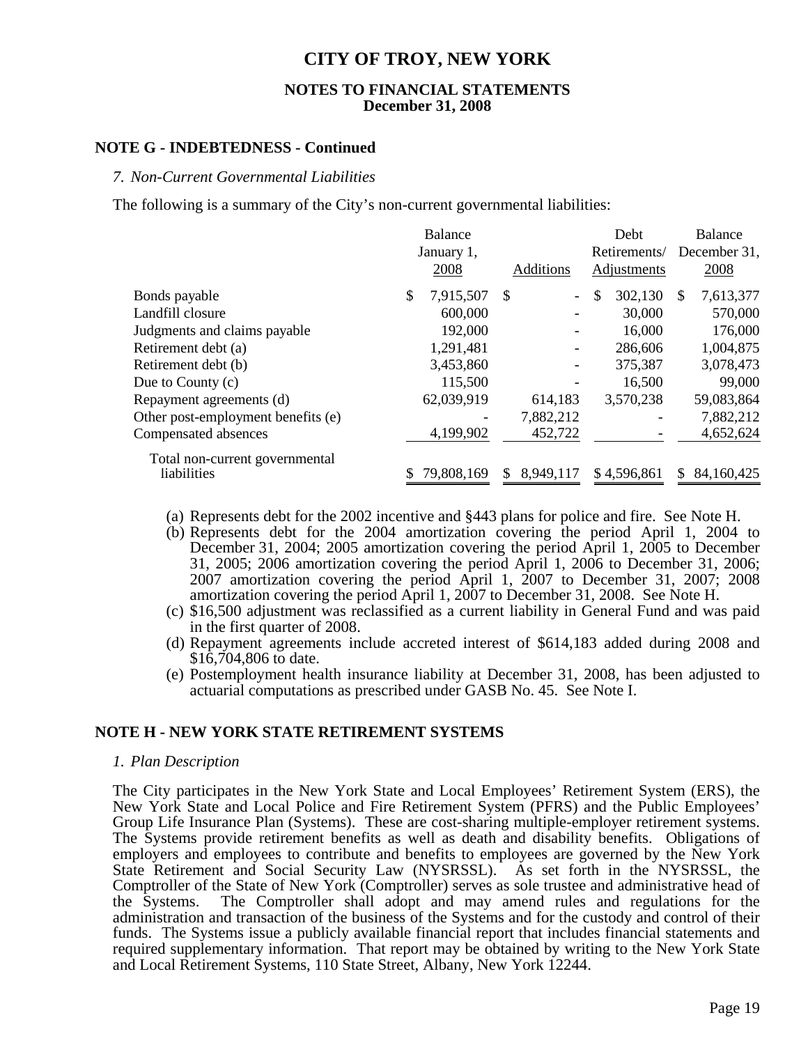# CITY OF TROY, NEW YORK

## NOTES TO FINANCIAL STATEMENTS
## December 31, 2008

### NOTE G - INDEBTEDNESS - Continued

*7. Non-Current Governmental Liabilities*

The following is a summary of the City's non-current governmental liabilities:

| | Balance January 1, 2008 | Additions | Debt Retirements/ Adjustments | Balance December 31, 2008 |
|---|---|---|---|---|
| Bonds payable | $ 7,915,507 | $ - | $ 302,130 | $ 7,613,377 |
| Landfill closure | 600,000 | - | 30,000 | 570,000 |
| Judgments and claims payable | 192,000 | - | 16,000 | 176,000 |
| Retirement debt (a) | 1,291,481 | - | 286,606 | 1,004,875 |
| Retirement debt (b) | 3,453,860 | - | 375,387 | 3,078,473 |
| Due to County (c) | 115,500 | - | 16,500 | 99,000 |
| Repayment agreements (d) | 62,039,919 | 614,183 | 3,570,238 | 59,083,864 |
| Other post-employment benefits (e) | - | 7,882,212 | - | 7,882,212 |
| Compensated absences | 4,199,902 | 452,722 | - | 4,652,624 |
| Total non-current governmental liabilities | $ 79,808,169 | $ 8,949,117 | $ 4,596,861 | $ 84,160,425 |

(a) Represents debt for the 2002 incentive and §443 plans for police and fire. See Note H.

(b) Represents debt for the 2004 amortization covering the period April 1, 2004 to December 31, 2004; 2005 amortization covering the period April 1, 2005 to December 31, 2005; 2006 amortization covering the period April 1, 2006 to December 31, 2006; 2007 amortization covering the period April 1, 2007 to December 31, 2007; 2008 amortization covering the period April 1, 2007 to December 31, 2008. See Note H.

(c) $16,500 adjustment was reclassified as a current liability in General Fund and was paid in the first quarter of 2008.

(d) Repayment agreements include accreted interest of $614,183 added during 2008 and $16,704,806 to date.

(e) Postemployment health insurance liability at December 31, 2008, has been adjusted to actuarial computations as prescribed under GASB No. 45. See Note I.

### NOTE H - NEW YORK STATE RETIREMENT SYSTEMS

*1. Plan Description*

The City participates in the New York State and Local Employees' Retirement System (ERS), the New York State and Local Police and Fire Retirement System (PFRS) and the Public Employees' Group Life Insurance Plan (Systems). These are cost-sharing multiple-employer retirement systems. The Systems provide retirement benefits as well as death and disability benefits. Obligations of employers and employees to contribute and benefits to employees are governed by the New York State Retirement and Social Security Law (NYSRSSL). As set forth in the NYSRSSL, the Comptroller of the State of New York (Comptroller) serves as sole trustee and administrative head of the Systems. The Comptroller shall adopt and may amend rules and regulations for the administration and transaction of the business of the Systems and for the custody and control of their funds. The Systems issue a publicly available financial report that includes financial statements and required supplementary information. That report may be obtained by writing to the New York State and Local Retirement Systems, 110 State Street, Albany, New York 12244.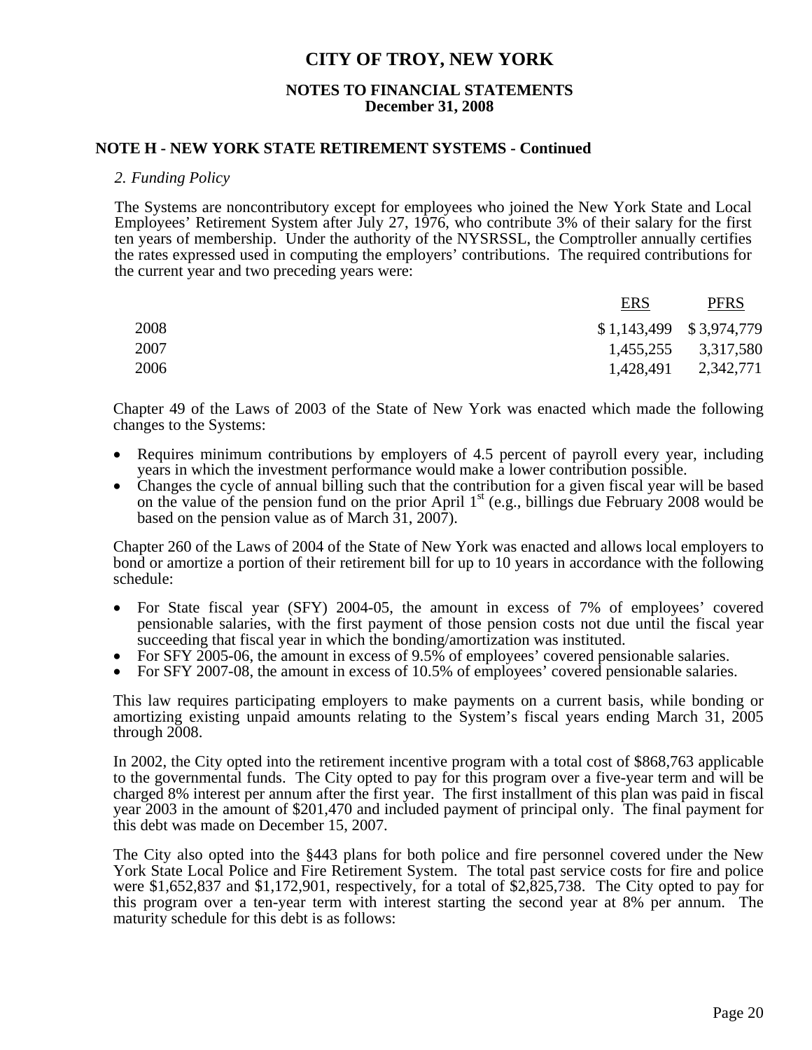# CITY OF TROY, NEW YORK

## NOTES TO FINANCIAL STATEMENTS
### December 31, 2008

### NOTE H - NEW YORK STATE RETIREMENT SYSTEMS - Continued

*2. Funding Policy*

The Systems are noncontributory except for employees who joined the New York State and Local Employees' Retirement System after July 27, 1976, who contribute 3% of their salary for the first ten years of membership. Under the authority of the NYSRSSL, the Comptroller annually certifies the rates expressed used in computing the employers' contributions. The required contributions for the current year and two preceding years were:

| | ERS | PFRS |
|---|---|---|
| 2008 | $ 1,143,499 | $ 3,974,779 |
| 2007 | 1,455,255 | 3,317,580 |
| 2006 | 1,428,491 | 2,342,771 |

Chapter 49 of the Laws of 2003 of the State of New York was enacted which made the following changes to the Systems:

- Requires minimum contributions by employers of 4.5 percent of payroll every year, including years in which the investment performance would make a lower contribution possible.
- Changes the cycle of annual billing such that the contribution for a given fiscal year will be based on the value of the pension fund on the prior April 1st (e.g., billings due February 2008 would be based on the pension value as of March 31, 2007).

Chapter 260 of the Laws of 2004 of the State of New York was enacted and allows local employers to bond or amortize a portion of their retirement bill for up to 10 years in accordance with the following schedule:

- For State fiscal year (SFY) 2004-05, the amount in excess of 7% of employees' covered pensionable salaries, with the first payment of those pension costs not due until the fiscal year succeeding that fiscal year in which the bonding/amortization was instituted.
- For SFY 2005-06, the amount in excess of 9.5% of employees' covered pensionable salaries.
- For SFY 2007-08, the amount in excess of 10.5% of employees' covered pensionable salaries.

This law requires participating employers to make payments on a current basis, while bonding or amortizing existing unpaid amounts relating to the System's fiscal years ending March 31, 2005 through 2008.

In 2002, the City opted into the retirement incentive program with a total cost of $868,763 applicable to the governmental funds. The City opted to pay for this program over a five-year term and will be charged 8% interest per annum after the first year. The first installment of this plan was paid in fiscal year 2003 in the amount of $201,470 and included payment of principal only. The final payment for this debt was made on December 15, 2007.

The City also opted into the §443 plans for both police and fire personnel covered under the New York State Local Police and Fire Retirement System. The total past service costs for fire and police were $1,652,837 and $1,172,901, respectively, for a total of $2,825,738. The City opted to pay for this program over a ten-year term with interest starting the second year at 8% per annum. The maturity schedule for this debt is as follows: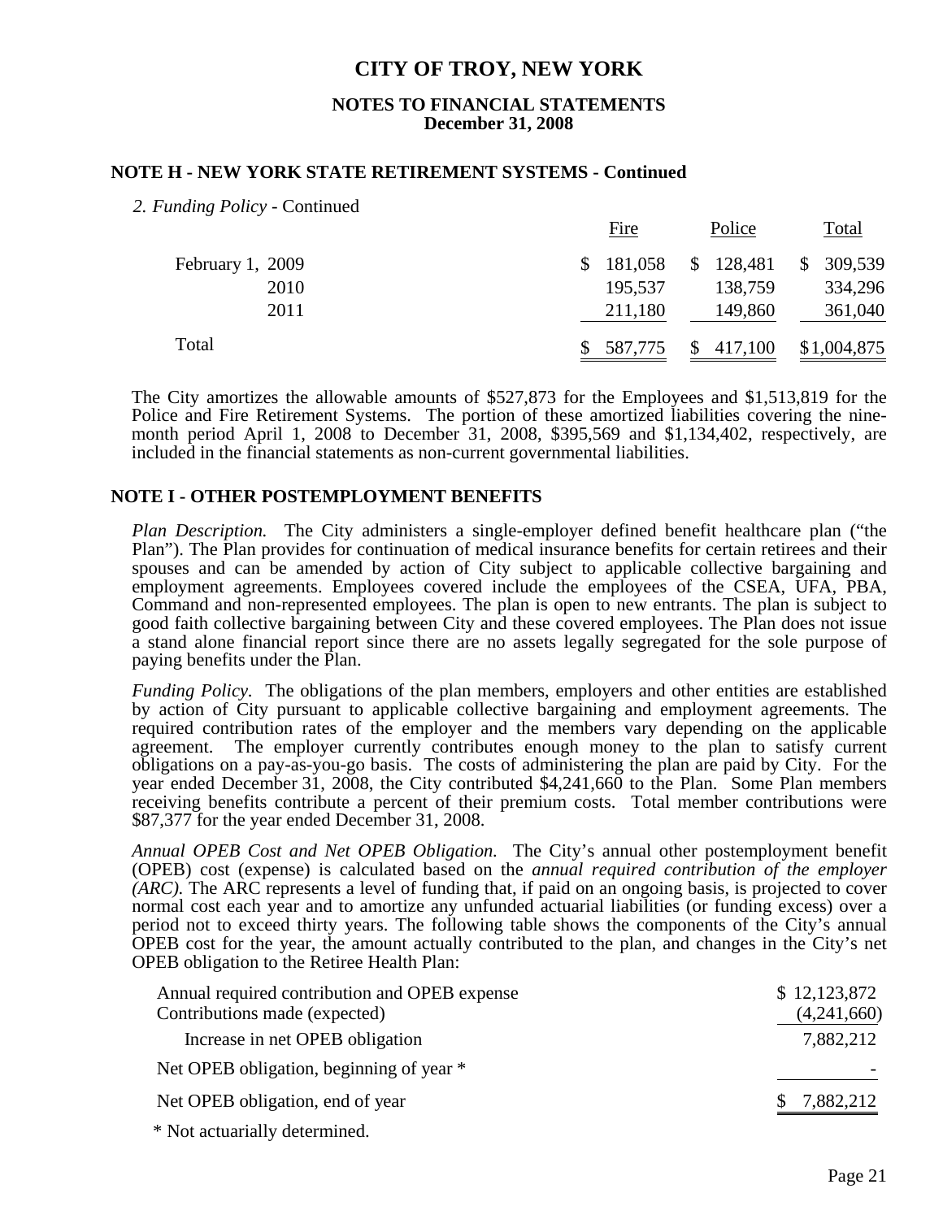## NOTE H - NEW YORK STATE RETIREMENT SYSTEMS - Continued

*2. Funding Policy* - Continued

| | Fire | Police | Total |
|---|---|---|---|
| February 1, 2009 | $ 181,058 | $ 128,481 | $ 309,539 |
| 2010 | 195,537 | 138,759 | 334,296 |
| 2011 | 211,180 | 149,860 | 361,040 |
| Total | $ 587,775 | $ 417,100 | $1,004,875 |

The City amortizes the allowable amounts of $527,873 for the Employees and $1,513,819 for the Police and Fire Retirement Systems. The portion of these amortized liabilities covering the nine-month period April 1, 2008 to December 31, 2008, $395,569 and $1,134,402, respectively, are included in the financial statements as non-current governmental liabilities.

## NOTE I - OTHER POSTEMPLOYMENT BENEFITS

*Plan Description.* The City administers a single-employer defined benefit healthcare plan ("the Plan"). The Plan provides for continuation of medical insurance benefits for certain retirees and their spouses and can be amended by action of City subject to applicable collective bargaining and employment agreements. Employees covered include the employees of the CSEA, UFA, PBA, Command and non-represented employees. The plan is open to new entrants. The plan is subject to good faith collective bargaining between City and these covered employees. The Plan does not issue a stand alone financial report since there are no assets legally segregated for the sole purpose of paying benefits under the Plan.

*Funding Policy.* The obligations of the plan members, employers and other entities are established by action of City pursuant to applicable collective bargaining and employment agreements. The required contribution rates of the employer and the members vary depending on the applicable agreement. The employer currently contributes enough money to the plan to satisfy current obligations on a pay-as-you-go basis. The costs of administering the plan are paid by City. For the year ended December 31, 2008, the City contributed $4,241,660 to the Plan. Some Plan members receiving benefits contribute a percent of their premium costs. Total member contributions were $87,377 for the year ended December 31, 2008.

*Annual OPEB Cost and Net OPEB Obligation.* The City's annual other postemployment benefit (OPEB) cost (expense) is calculated based on the *annual required contribution of the employer (ARC).* The ARC represents a level of funding that, if paid on an ongoing basis, is projected to cover normal cost each year and to amortize any unfunded actuarial liabilities (or funding excess) over a period not to exceed thirty years. The following table shows the components of the City's annual OPEB cost for the year, the amount actually contributed to the plan, and changes in the City's net OPEB obligation to the Retiree Health Plan:

| | |
|---|---|
| Annual required contribution and OPEB expense | $ 12,123,872 |
| Contributions made (expected) | (4,241,660) |
| Increase in net OPEB obligation | 7,882,212 |
| Net OPEB obligation, beginning of year * | - |
| Net OPEB obligation, end of year | $ 7,882,212 |

\* Not actuarially determined.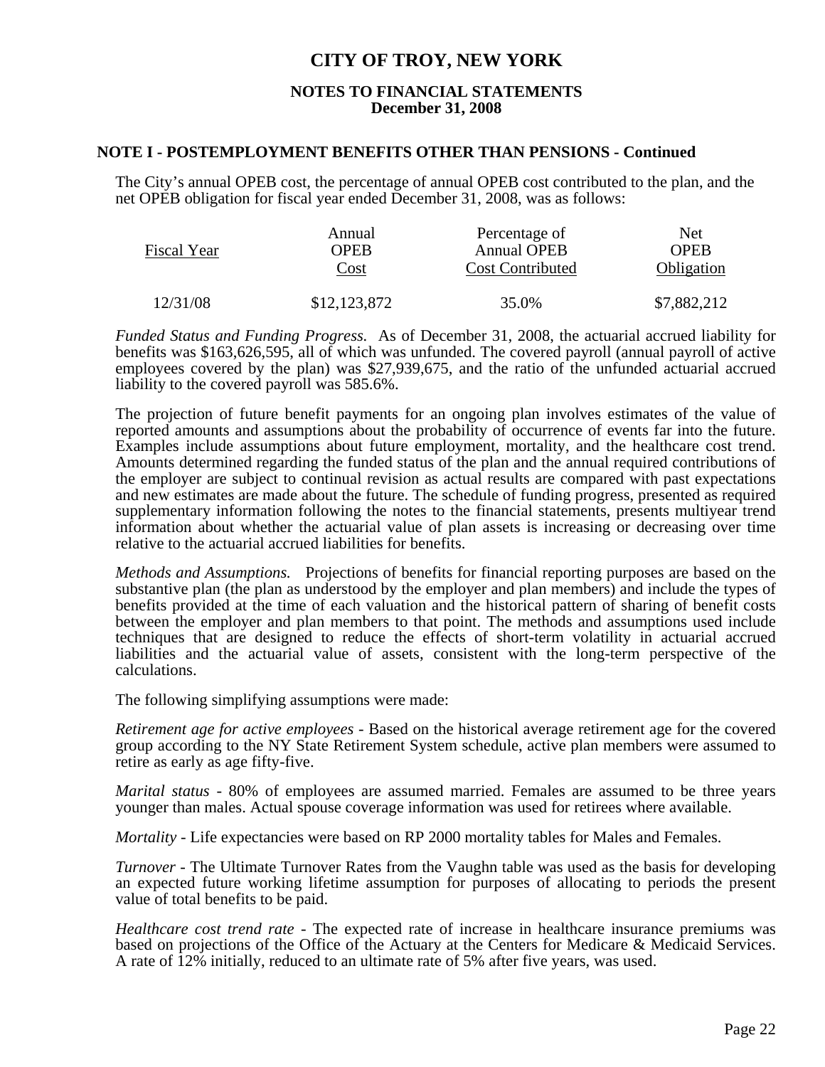# CITY OF TROY, NEW YORK

## NOTES TO FINANCIAL STATEMENTS
### December 31, 2008

### NOTE I - POSTEMPLOYMENT BENEFITS OTHER THAN PENSIONS - Continued

The City's annual OPEB cost, the percentage of annual OPEB cost contributed to the plan, and the net OPEB obligation for fiscal year ended December 31, 2008, was as follows:

| Fiscal Year | Annual OPEB Cost | Percentage of Annual OPEB Cost Contributed | Net OPEB Obligation |
|---|---|---|---|
| 12/31/08 | \$12,123,872 | 35.0% | \$7,882,212 |

*Funded Status and Funding Progress.* As of December 31, 2008, the actuarial accrued liability for benefits was \$163,626,595, all of which was unfunded. The covered payroll (annual payroll of active employees covered by the plan) was \$27,939,675, and the ratio of the unfunded actuarial accrued liability to the covered payroll was 585.6%.

The projection of future benefit payments for an ongoing plan involves estimates of the value of reported amounts and assumptions about the probability of occurrence of events far into the future. Examples include assumptions about future employment, mortality, and the healthcare cost trend. Amounts determined regarding the funded status of the plan and the annual required contributions of the employer are subject to continual revision as actual results are compared with past expectations and new estimates are made about the future. The schedule of funding progress, presented as required supplementary information following the notes to the financial statements, presents multiyear trend information about whether the actuarial value of plan assets is increasing or decreasing over time relative to the actuarial accrued liabilities for benefits.

*Methods and Assumptions.* Projections of benefits for financial reporting purposes are based on the substantive plan (the plan as understood by the employer and plan members) and include the types of benefits provided at the time of each valuation and the historical pattern of sharing of benefit costs between the employer and plan members to that point. The methods and assumptions used include techniques that are designed to reduce the effects of short-term volatility in actuarial accrued liabilities and the actuarial value of assets, consistent with the long-term perspective of the calculations.

The following simplifying assumptions were made:

*Retirement age for active employees* - Based on the historical average retirement age for the covered group according to the NY State Retirement System schedule, active plan members were assumed to retire as early as age fifty-five.

*Marital status* - 80% of employees are assumed married. Females are assumed to be three years younger than males. Actual spouse coverage information was used for retirees where available.

*Mortality* - Life expectancies were based on RP 2000 mortality tables for Males and Females.

*Turnover* - The Ultimate Turnover Rates from the Vaughn table was used as the basis for developing an expected future working lifetime assumption for purposes of allocating to periods the present value of total benefits to be paid.

*Healthcare cost trend rate* - The expected rate of increase in healthcare insurance premiums was based on projections of the Office of the Actuary at the Centers for Medicare & Medicaid Services. A rate of 12% initially, reduced to an ultimate rate of 5% after five years, was used.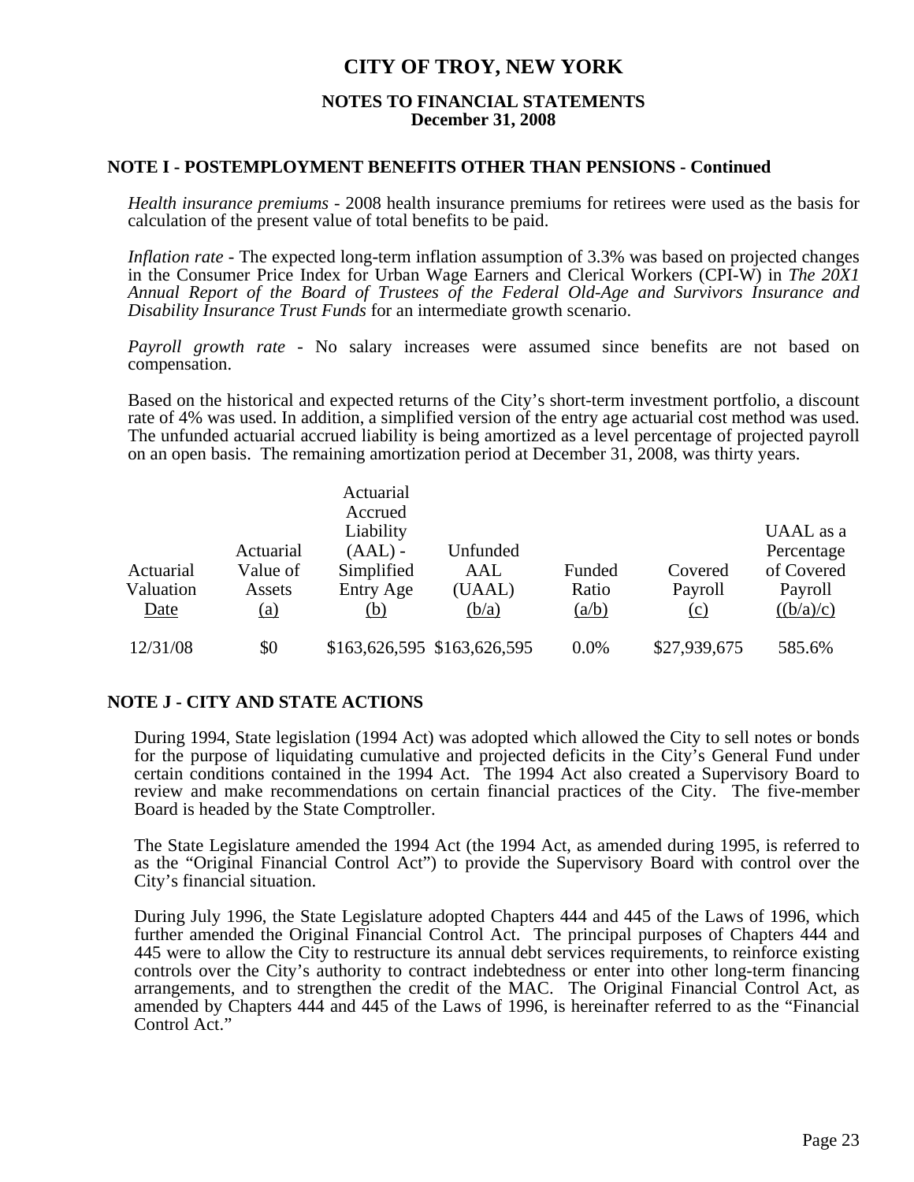# CITY OF TROY, NEW YORK

**NOTES TO FINANCIAL STATEMENTS**
**December 31, 2008**

## NOTE I - POSTEMPLOYMENT BENEFITS OTHER THAN PENSIONS - Continued

*Health insurance premiums* - 2008 health insurance premiums for retirees were used as the basis for calculation of the present value of total benefits to be paid.

*Inflation rate* - The expected long-term inflation assumption of 3.3% was based on projected changes in the Consumer Price Index for Urban Wage Earners and Clerical Workers (CPI-W) in *The 20X1 Annual Report of the Board of Trustees of the Federal Old-Age and Survivors Insurance and Disability Insurance Trust Funds* for an intermediate growth scenario.

*Payroll growth rate* - No salary increases were assumed since benefits are not based on compensation.

Based on the historical and expected returns of the City's short-term investment portfolio, a discount rate of 4% was used. In addition, a simplified version of the entry age actuarial cost method was used. The unfunded actuarial accrued liability is being amortized as a level percentage of projected payroll on an open basis. The remaining amortization period at December 31, 2008, was thirty years.

| Actuarial Valuation Date | Actuarial Value of Assets (a) | Actuarial Accrued Liability (AAL) - Simplified Entry Age (b) | Unfunded AAL (UAAL) (b/a) | Funded Ratio (a/b) | Covered Payroll (c) | UAAL as a Percentage of Covered Payroll ((b/a)/c) |
|---|---|---|---|---|---|---|
| 12/31/08 | $0 | $163,626,595 | $163,626,595 | 0.0% | $27,939,675 | 585.6% |

## NOTE J - CITY AND STATE ACTIONS

During 1994, State legislation (1994 Act) was adopted which allowed the City to sell notes or bonds for the purpose of liquidating cumulative and projected deficits in the City's General Fund under certain conditions contained in the 1994 Act. The 1994 Act also created a Supervisory Board to review and make recommendations on certain financial practices of the City. The five-member Board is headed by the State Comptroller.

The State Legislature amended the 1994 Act (the 1994 Act, as amended during 1995, is referred to as the "Original Financial Control Act") to provide the Supervisory Board with control over the City's financial situation.

During July 1996, the State Legislature adopted Chapters 444 and 445 of the Laws of 1996, which further amended the Original Financial Control Act. The principal purposes of Chapters 444 and 445 were to allow the City to restructure its annual debt services requirements, to reinforce existing controls over the City's authority to contract indebtedness or enter into other long-term financing arrangements, and to strengthen the credit of the MAC. The Original Financial Control Act, as amended by Chapters 444 and 445 of the Laws of 1996, is hereinafter referred to as the "Financial Control Act."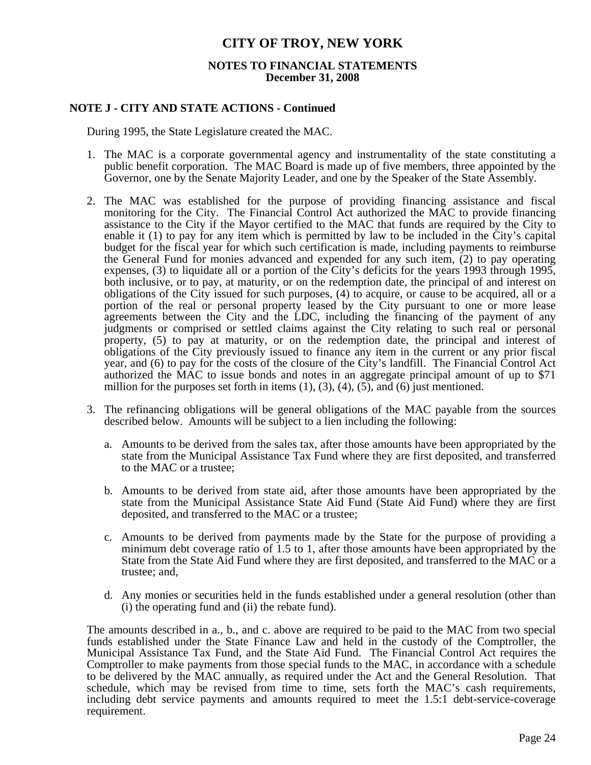# CITY OF TROY, NEW YORK

## NOTES TO FINANCIAL STATEMENTS
## December 31, 2008

### NOTE J - CITY AND STATE ACTIONS - Continued

During 1995, the State Legislature created the MAC.

1. The MAC is a corporate governmental agency and instrumentality of the state constituting a public benefit corporation. The MAC Board is made up of five members, three appointed by the Governor, one by the Senate Majority Leader, and one by the Speaker of the State Assembly.

2. The MAC was established for the purpose of providing financing assistance and fiscal monitoring for the City. The Financial Control Act authorized the MAC to provide financing assistance to the City if the Mayor certified to the MAC that funds are required by the City to enable it (1) to pay for any item which is permitted by law to be included in the City's capital budget for the fiscal year for which such certification is made, including payments to reimburse the General Fund for monies advanced and expended for any such item, (2) to pay operating expenses, (3) to liquidate all or a portion of the City's deficits for the years 1993 through 1995, both inclusive, or to pay, at maturity, or on the redemption date, the principal of and interest on obligations of the City issued for such purposes, (4) to acquire, or cause to be acquired, all or a portion of the real or personal property leased by the City pursuant to one or more lease agreements between the City and the LDC, including the financing of the payment of any judgments or comprised or settled claims against the City relating to such real or personal property, (5) to pay at maturity, or on the redemption date, the principal and interest of obligations of the City previously issued to finance any item in the current or any prior fiscal year, and (6) to pay for the costs of the closure of the City's landfill. The Financial Control Act authorized the MAC to issue bonds and notes in an aggregate principal amount of up to $71 million for the purposes set forth in items (1), (3), (4), (5), and (6) just mentioned.

3. The refinancing obligations will be general obligations of the MAC payable from the sources described below. Amounts will be subject to a lien including the following:

   a. Amounts to be derived from the sales tax, after those amounts have been appropriated by the state from the Municipal Assistance Tax Fund where they are first deposited, and transferred to the MAC or a trustee;

   b. Amounts to be derived from state aid, after those amounts have been appropriated by the state from the Municipal Assistance State Aid Fund (State Aid Fund) where they are first deposited, and transferred to the MAC or a trustee;

   c. Amounts to be derived from payments made by the State for the purpose of providing a minimum debt coverage ratio of 1.5 to 1, after those amounts have been appropriated by the State from the State Aid Fund where they are first deposited, and transferred to the MAC or a trustee; and,

   d. Any monies or securities held in the funds established under a general resolution (other than (i) the operating fund and (ii) the rebate fund).

The amounts described in a., b., and c. above are required to be paid to the MAC from two special funds established under the State Finance Law and held in the custody of the Comptroller, the Municipal Assistance Tax Fund, and the State Aid Fund. The Financial Control Act requires the Comptroller to make payments from those special funds to the MAC, in accordance with a schedule to be delivered by the MAC annually, as required under the Act and the General Resolution. That schedule, which may be revised from time to time, sets forth the MAC's cash requirements, including debt service payments and amounts required to meet the 1.5:1 debt-service-coverage requirement.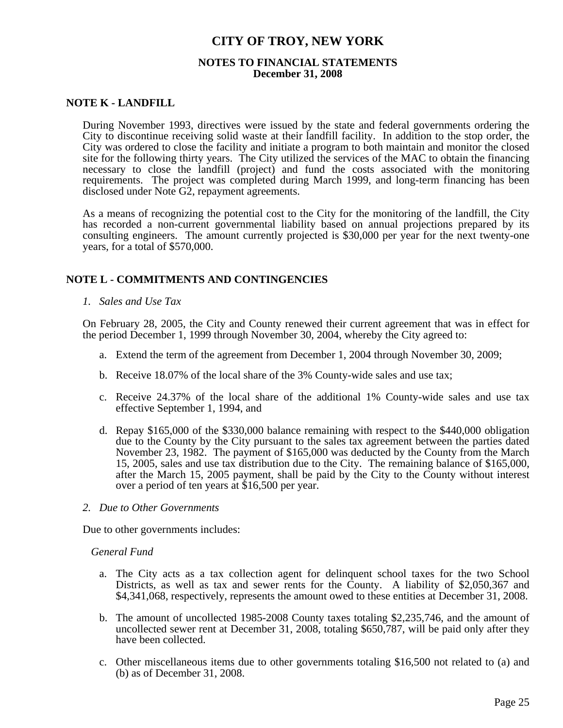# CITY OF TROY, NEW YORK

## NOTES TO FINANCIAL STATEMENTS
## December 31, 2008

### NOTE K - LANDFILL

During November 1993, directives were issued by the state and federal governments ordering the City to discontinue receiving solid waste at their landfill facility. In addition to the stop order, the City was ordered to close the facility and initiate a program to both maintain and monitor the closed site for the following thirty years. The City utilized the services of the MAC to obtain the financing necessary to close the landfill (project) and fund the costs associated with the monitoring requirements. The project was completed during March 1999, and long-term financing has been disclosed under Note G2, repayment agreements.

As a means of recognizing the potential cost to the City for the monitoring of the landfill, the City has recorded a non-current governmental liability based on annual projections prepared by its consulting engineers. The amount currently projected is $30,000 per year for the next twenty-one years, for a total of $570,000.

### NOTE L - COMMITMENTS AND CONTINGENCIES

*1. Sales and Use Tax*

On February 28, 2005, the City and County renewed their current agreement that was in effect for the period December 1, 1999 through November 30, 2004, whereby the City agreed to:

a. Extend the term of the agreement from December 1, 2004 through November 30, 2009;

b. Receive 18.07% of the local share of the 3% County-wide sales and use tax;

c. Receive 24.37% of the local share of the additional 1% County-wide sales and use tax effective September 1, 1994, and

d. Repay $165,000 of the $330,000 balance remaining with respect to the $440,000 obligation due to the County by the City pursuant to the sales tax agreement between the parties dated November 23, 1982. The payment of $165,000 was deducted by the County from the March 15, 2005, sales and use tax distribution due to the City. The remaining balance of $165,000, after the March 15, 2005 payment, shall be paid by the City to the County without interest over a period of ten years at $16,500 per year.

*2. Due to Other Governments*

Due to other governments includes:

*General Fund*

a. The City acts as a tax collection agent for delinquent school taxes for the two School Districts, as well as tax and sewer rents for the County. A liability of $2,050,367 and $4,341,068, respectively, represents the amount owed to these entities at December 31, 2008.

b. The amount of uncollected 1985-2008 County taxes totaling $2,235,746, and the amount of uncollected sewer rent at December 31, 2008, totaling $650,787, will be paid only after they have been collected.

c. Other miscellaneous items due to other governments totaling $16,500 not related to (a) and (b) as of December 31, 2008.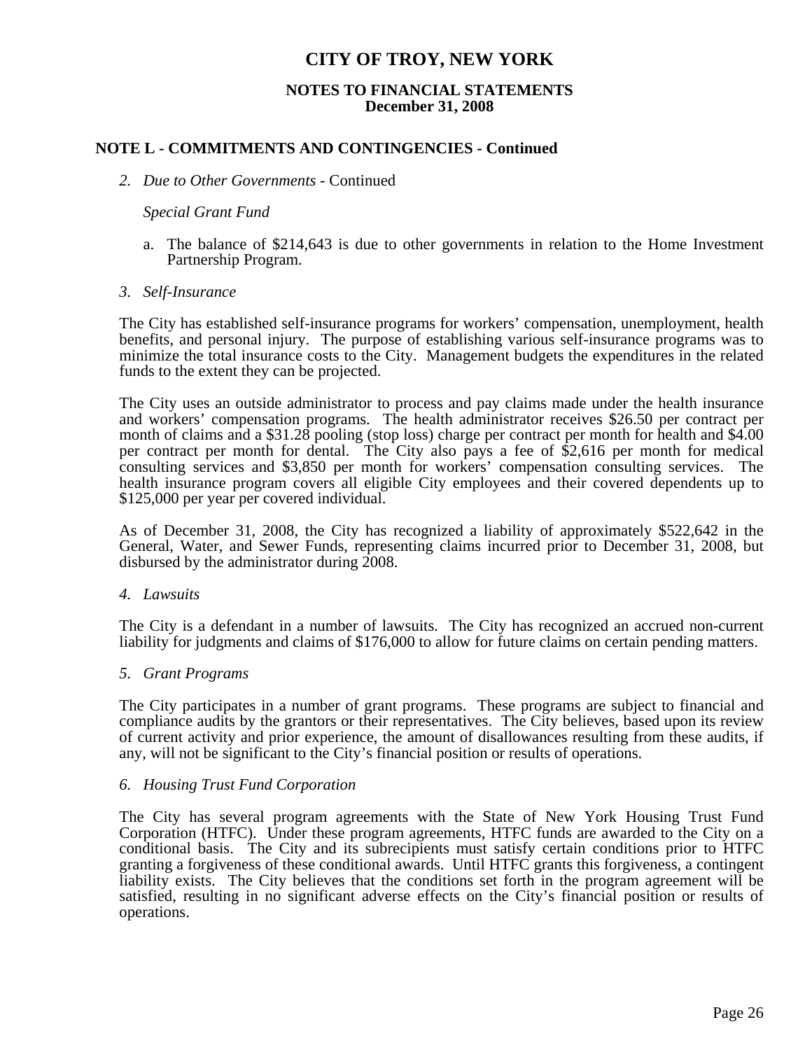# CITY OF TROY, NEW YORK

## NOTES TO FINANCIAL STATEMENTS
## December 31, 2008

### NOTE L - COMMITMENTS AND CONTINGENCIES - Continued

*2. Due to Other Governments* - Continued

*Special Grant Fund*

a. The balance of $214,643 is due to other governments in relation to the Home Investment Partnership Program.

*3. Self-Insurance*

The City has established self-insurance programs for workers' compensation, unemployment, health benefits, and personal injury. The purpose of establishing various self-insurance programs was to minimize the total insurance costs to the City. Management budgets the expenditures in the related funds to the extent they can be projected.

The City uses an outside administrator to process and pay claims made under the health insurance and workers' compensation programs. The health administrator receives $26.50 per contract per month of claims and a $31.28 pooling (stop loss) charge per contract per month for health and $4.00 per contract per month for dental. The City also pays a fee of $2,616 per month for medical consulting services and $3,850 per month for workers' compensation consulting services. The health insurance program covers all eligible City employees and their covered dependents up to $125,000 per year per covered individual.

As of December 31, 2008, the City has recognized a liability of approximately $522,642 in the General, Water, and Sewer Funds, representing claims incurred prior to December 31, 2008, but disbursed by the administrator during 2008.

*4. Lawsuits*

The City is a defendant in a number of lawsuits. The City has recognized an accrued non-current liability for judgments and claims of $176,000 to allow for future claims on certain pending matters.

*5. Grant Programs*

The City participates in a number of grant programs. These programs are subject to financial and compliance audits by the grantors or their representatives. The City believes, based upon its review of current activity and prior experience, the amount of disallowances resulting from these audits, if any, will not be significant to the City's financial position or results of operations.

*6. Housing Trust Fund Corporation*

The City has several program agreements with the State of New York Housing Trust Fund Corporation (HTFC). Under these program agreements, HTFC funds are awarded to the City on a conditional basis. The City and its subrecipients must satisfy certain conditions prior to HTFC granting a forgiveness of these conditional awards. Until HTFC grants this forgiveness, a contingent liability exists. The City believes that the conditions set forth in the program agreement will be satisfied, resulting in no significant adverse effects on the City's financial position or results of operations.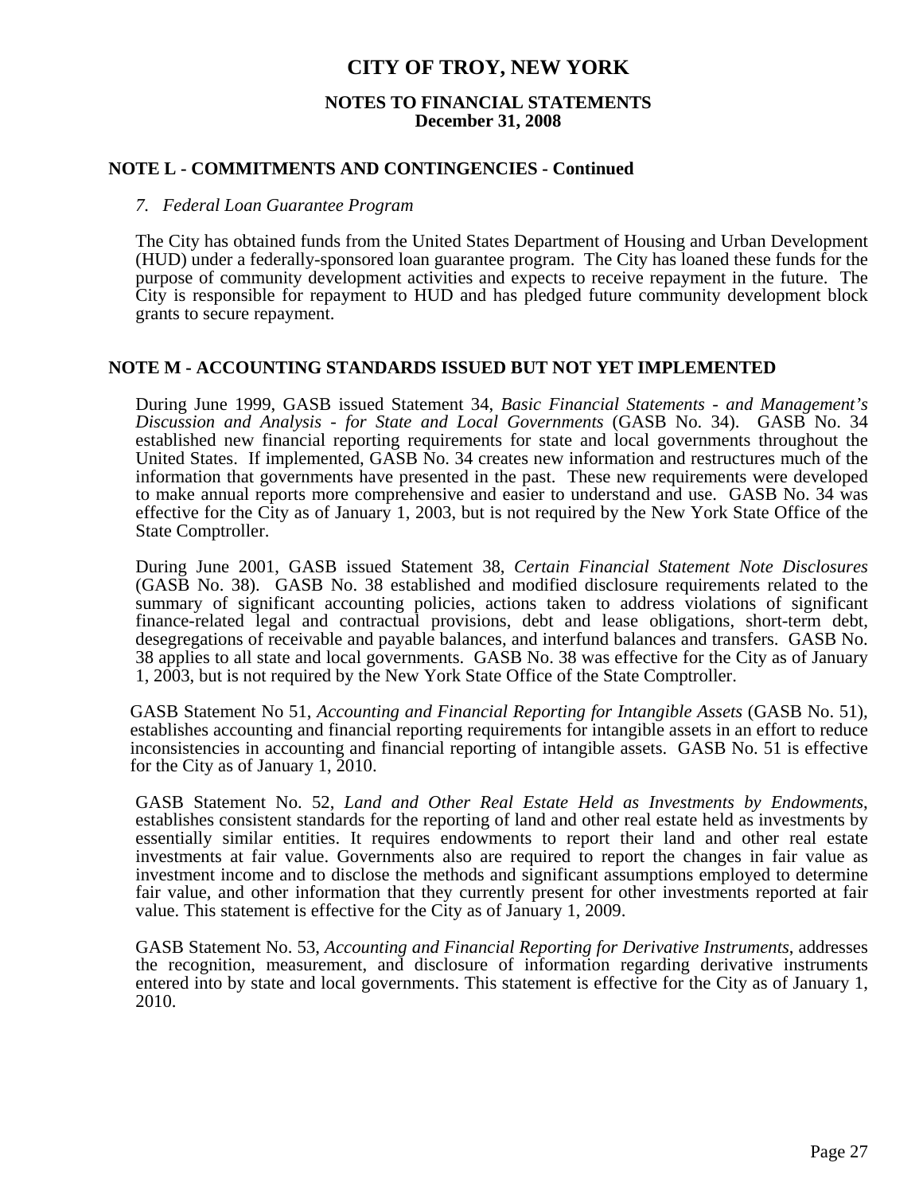# CITY OF TROY, NEW YORK

**NOTES TO FINANCIAL STATEMENTS**
**December 31, 2008**

## NOTE L - COMMITMENTS AND CONTINGENCIES - Continued

*7. Federal Loan Guarantee Program*

The City has obtained funds from the United States Department of Housing and Urban Development (HUD) under a federally-sponsored loan guarantee program. The City has loaned these funds for the purpose of community development activities and expects to receive repayment in the future. The City is responsible for repayment to HUD and has pledged future community development block grants to secure repayment.

## NOTE M - ACCOUNTING STANDARDS ISSUED BUT NOT YET IMPLEMENTED

During June 1999, GASB issued Statement 34, *Basic Financial Statements - and Management's Discussion and Analysis - for State and Local Governments* (GASB No. 34). GASB No. 34 established new financial reporting requirements for state and local governments throughout the United States. If implemented, GASB No. 34 creates new information and restructures much of the information that governments have presented in the past. These new requirements were developed to make annual reports more comprehensive and easier to understand and use. GASB No. 34 was effective for the City as of January 1, 2003, but is not required by the New York State Office of the State Comptroller.

During June 2001, GASB issued Statement 38, *Certain Financial Statement Note Disclosures* (GASB No. 38). GASB No. 38 established and modified disclosure requirements related to the summary of significant accounting policies, actions taken to address violations of significant finance-related legal and contractual provisions, debt and lease obligations, short-term debt, desegregations of receivable and payable balances, and interfund balances and transfers. GASB No. 38 applies to all state and local governments. GASB No. 38 was effective for the City as of January 1, 2003, but is not required by the New York State Office of the State Comptroller.

GASB Statement No 51, *Accounting and Financial Reporting for Intangible Assets* (GASB No. 51), establishes accounting and financial reporting requirements for intangible assets in an effort to reduce inconsistencies in accounting and financial reporting of intangible assets. GASB No. 51 is effective for the City as of January 1, 2010.

GASB Statement No. 52, *Land and Other Real Estate Held as Investments by Endowments*, establishes consistent standards for the reporting of land and other real estate held as investments by essentially similar entities. It requires endowments to report their land and other real estate investments at fair value. Governments also are required to report the changes in fair value as investment income and to disclose the methods and significant assumptions employed to determine fair value, and other information that they currently present for other investments reported at fair value. This statement is effective for the City as of January 1, 2009.

GASB Statement No. 53, *Accounting and Financial Reporting for Derivative Instruments*, addresses the recognition, measurement, and disclosure of information regarding derivative instruments entered into by state and local governments. This statement is effective for the City as of January 1, 2010.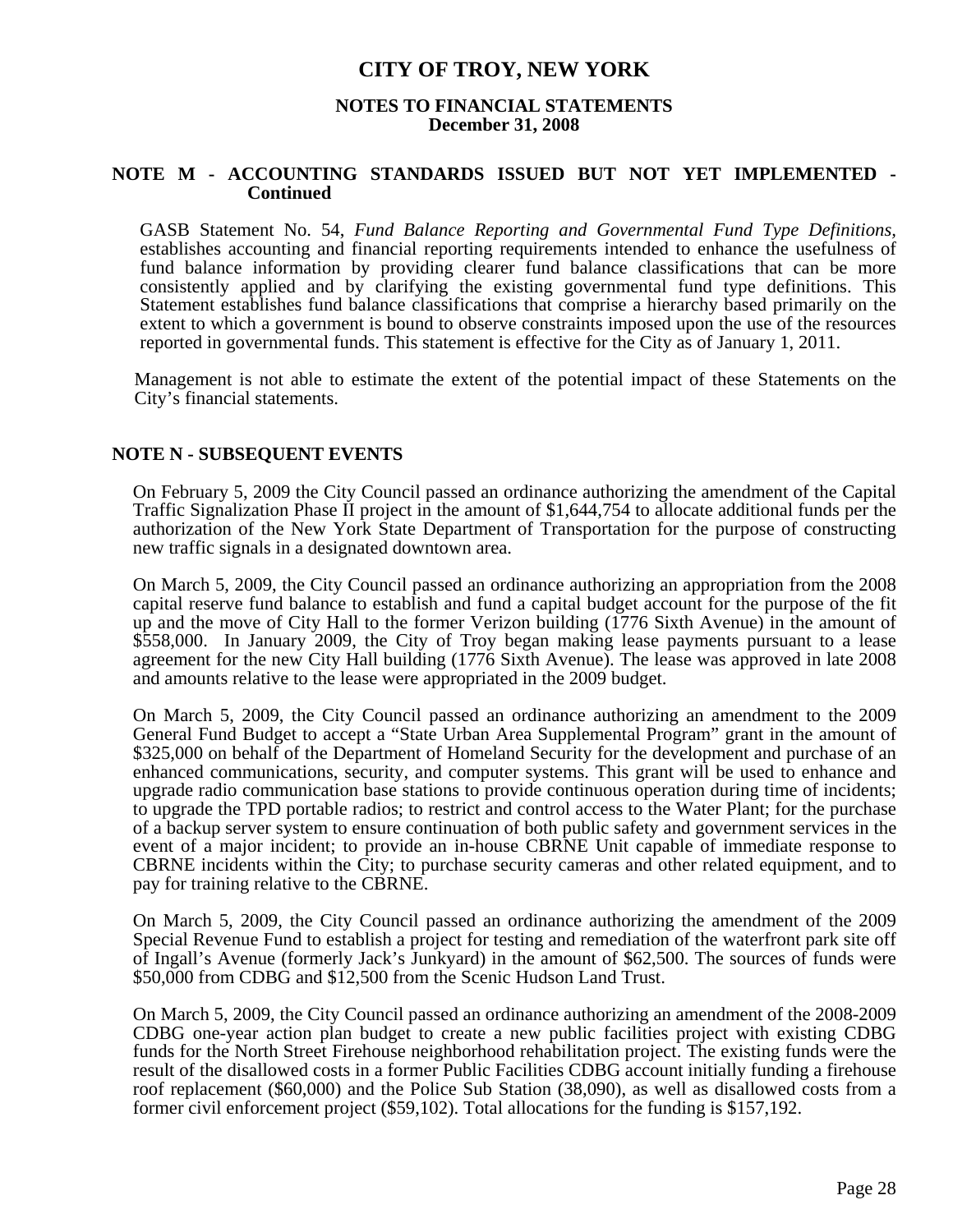## NOTE M - ACCOUNTING STANDARDS ISSUED BUT NOT YET IMPLEMENTED - Continued

GASB Statement No. 54, *Fund Balance Reporting and Governmental Fund Type Definitions*, establishes accounting and financial reporting requirements intended to enhance the usefulness of fund balance information by providing clearer fund balance classifications that can be more consistently applied and by clarifying the existing governmental fund type definitions. This Statement establishes fund balance classifications that comprise a hierarchy based primarily on the extent to which a government is bound to observe constraints imposed upon the use of the resources reported in governmental funds. This statement is effective for the City as of January 1, 2011.

Management is not able to estimate the extent of the potential impact of these Statements on the City's financial statements.

## NOTE N - SUBSEQUENT EVENTS

On February 5, 2009 the City Council passed an ordinance authorizing the amendment of the Capital Traffic Signalization Phase II project in the amount of $1,644,754 to allocate additional funds per the authorization of the New York State Department of Transportation for the purpose of constructing new traffic signals in a designated downtown area.

On March 5, 2009, the City Council passed an ordinance authorizing an appropriation from the 2008 capital reserve fund balance to establish and fund a capital budget account for the purpose of the fit up and the move of City Hall to the former Verizon building (1776 Sixth Avenue) in the amount of $558,000. In January 2009, the City of Troy began making lease payments pursuant to a lease agreement for the new City Hall building (1776 Sixth Avenue). The lease was approved in late 2008 and amounts relative to the lease were appropriated in the 2009 budget.

On March 5, 2009, the City Council passed an ordinance authorizing an amendment to the 2009 General Fund Budget to accept a "State Urban Area Supplemental Program" grant in the amount of $325,000 on behalf of the Department of Homeland Security for the development and purchase of an enhanced communications, security, and computer systems. This grant will be used to enhance and upgrade radio communication base stations to provide continuous operation during time of incidents; to upgrade the TPD portable radios; to restrict and control access to the Water Plant; for the purchase of a backup server system to ensure continuation of both public safety and government services in the event of a major incident; to provide an in-house CBRNE Unit capable of immediate response to CBRNE incidents within the City; to purchase security cameras and other related equipment, and to pay for training relative to the CBRNE.

On March 5, 2009, the City Council passed an ordinance authorizing the amendment of the 2009 Special Revenue Fund to establish a project for testing and remediation of the waterfront park site off of Ingall's Avenue (formerly Jack's Junkyard) in the amount of $62,500. The sources of funds were $50,000 from CDBG and $12,500 from the Scenic Hudson Land Trust.

On March 5, 2009, the City Council passed an ordinance authorizing an amendment of the 2008-2009 CDBG one-year action plan budget to create a new public facilities project with existing CDBG funds for the North Street Firehouse neighborhood rehabilitation project. The existing funds were the result of the disallowed costs in a former Public Facilities CDBG account initially funding a firehouse roof replacement ($60,000) and the Police Sub Station (38,090), as well as disallowed costs from a former civil enforcement project ($59,102). Total allocations for the funding is $157,192.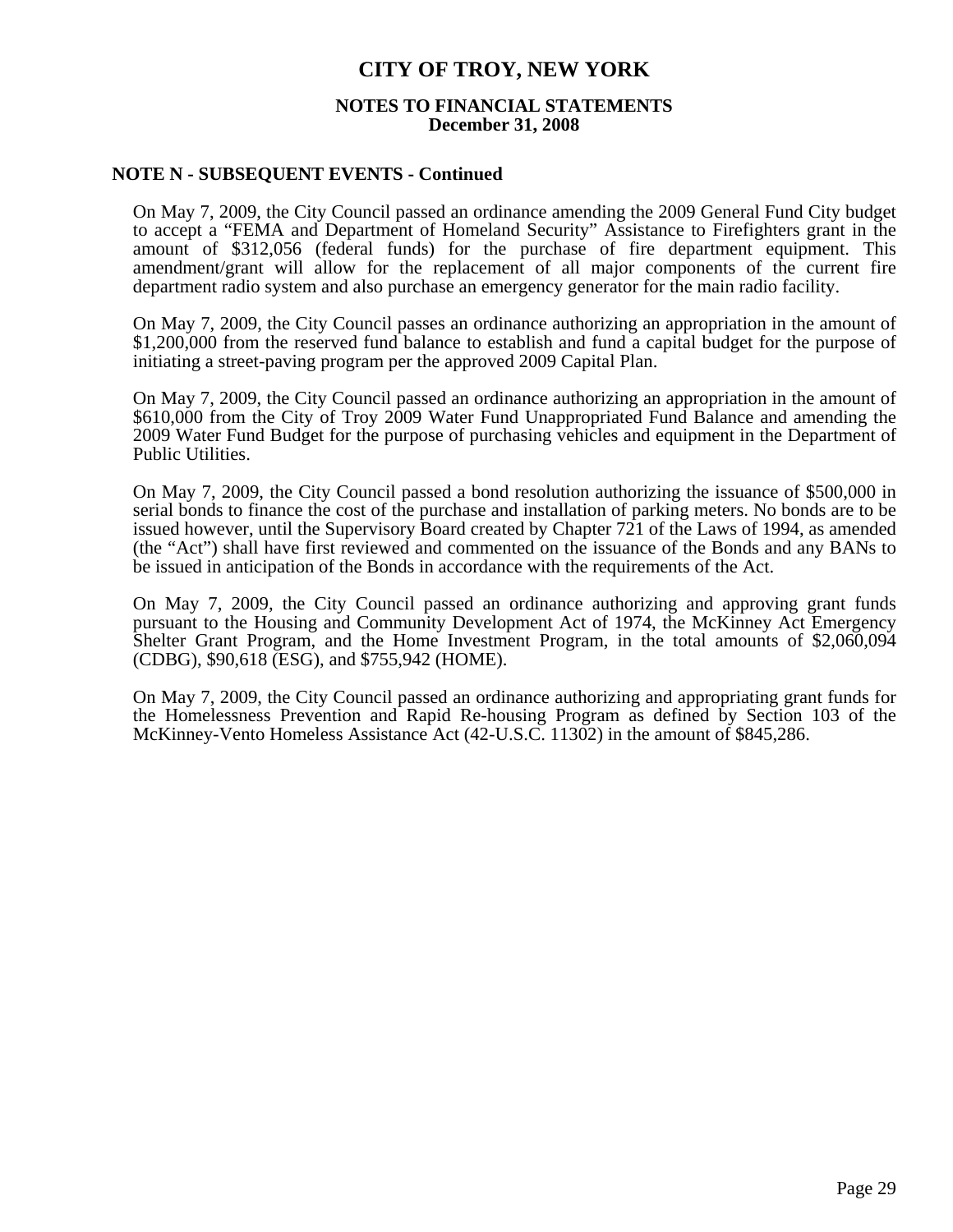# CITY OF TROY, NEW YORK

## NOTES TO FINANCIAL STATEMENTS
## December 31, 2008

### NOTE N - SUBSEQUENT EVENTS - Continued

On May 7, 2009, the City Council passed an ordinance amending the 2009 General Fund City budget to accept a "FEMA and Department of Homeland Security" Assistance to Firefighters grant in the amount of $312,056 (federal funds) for the purchase of fire department equipment. This amendment/grant will allow for the replacement of all major components of the current fire department radio system and also purchase an emergency generator for the main radio facility.

On May 7, 2009, the City Council passes an ordinance authorizing an appropriation in the amount of $1,200,000 from the reserved fund balance to establish and fund a capital budget for the purpose of initiating a street-paving program per the approved 2009 Capital Plan.

On May 7, 2009, the City Council passed an ordinance authorizing an appropriation in the amount of $610,000 from the City of Troy 2009 Water Fund Unappropriated Fund Balance and amending the 2009 Water Fund Budget for the purpose of purchasing vehicles and equipment in the Department of Public Utilities.

On May 7, 2009, the City Council passed a bond resolution authorizing the issuance of $500,000 in serial bonds to finance the cost of the purchase and installation of parking meters. No bonds are to be issued however, until the Supervisory Board created by Chapter 721 of the Laws of 1994, as amended (the "Act") shall have first reviewed and commented on the issuance of the Bonds and any BANs to be issued in anticipation of the Bonds in accordance with the requirements of the Act.

On May 7, 2009, the City Council passed an ordinance authorizing and approving grant funds pursuant to the Housing and Community Development Act of 1974, the McKinney Act Emergency Shelter Grant Program, and the Home Investment Program, in the total amounts of $2,060,094 (CDBG), $90,618 (ESG), and $755,942 (HOME).

On May 7, 2009, the City Council passed an ordinance authorizing and appropriating grant funds for the Homelessness Prevention and Rapid Re-housing Program as defined by Section 103 of the McKinney-Vento Homeless Assistance Act (42-U.S.C. 11302) in the amount of $845,286.